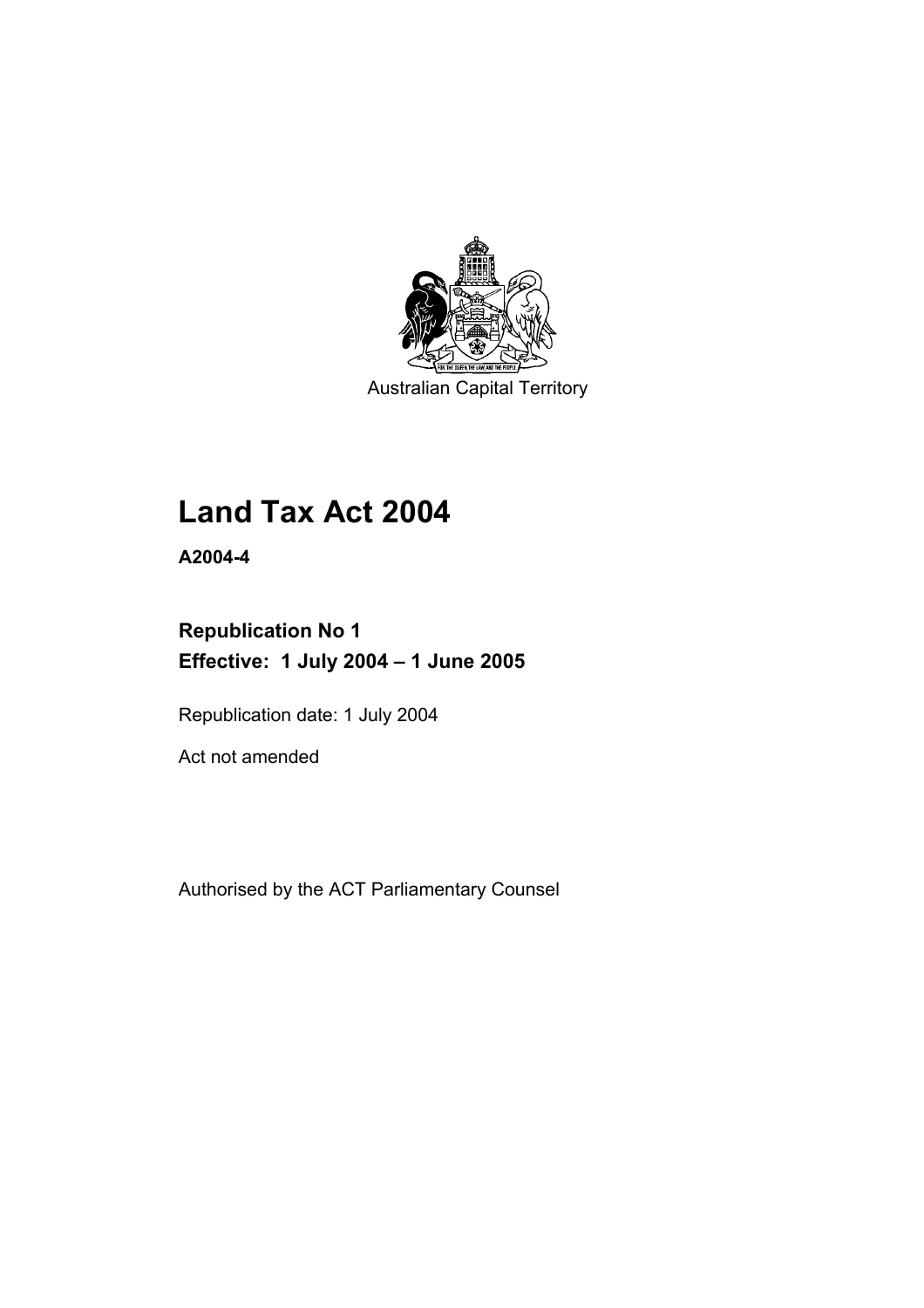Australian Capital Territory

# Land Tax Act 2004

**A2004-4**

## Republication No 1
## Effective: 1 July 2004 – 1 June 2005

Republication date: 1 July 2004

Act not amended

Authorised by the ACT Parliamentary Counsel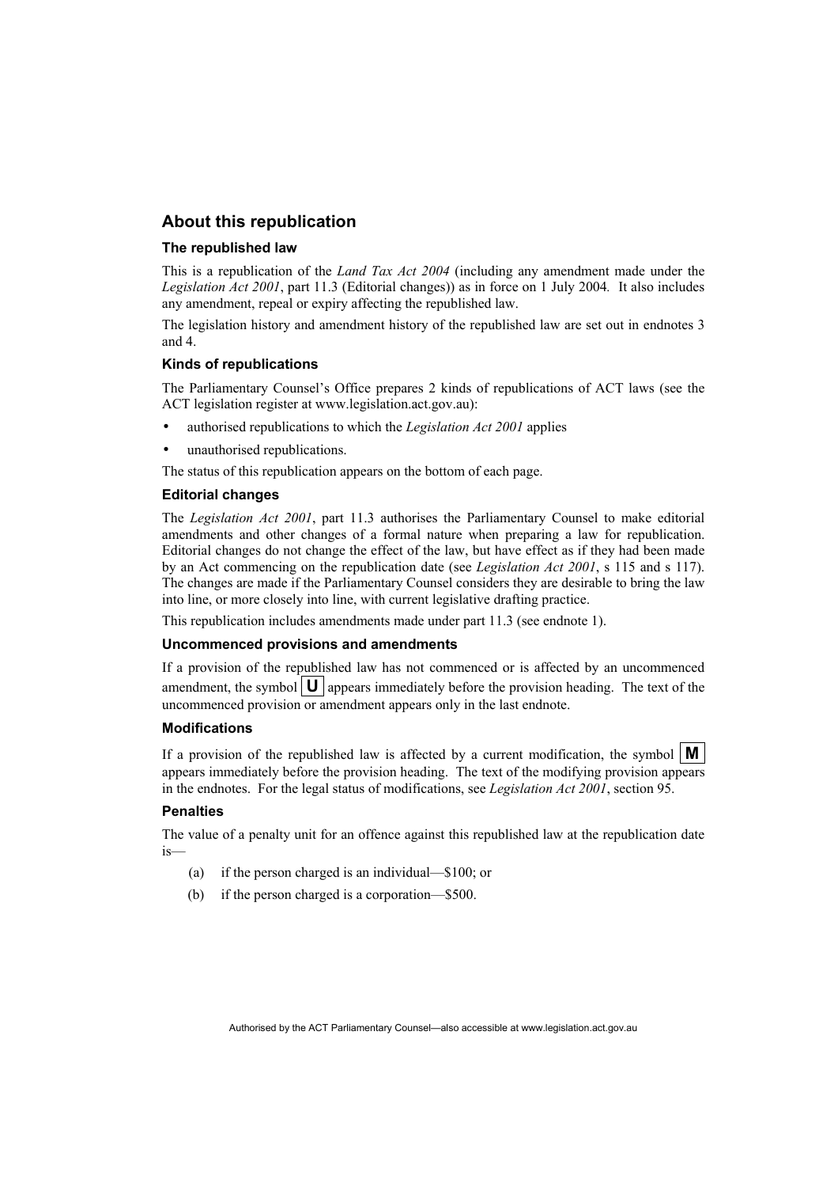## About this republication

### The republished law

This is a republication of the *Land Tax Act 2004* (including any amendment made under the *Legislation Act 2001*, part 11.3 (Editorial changes)) as in force on 1 July 2004*.* It also includes any amendment, repeal or expiry affecting the republished law.

The legislation history and amendment history of the republished law are set out in endnotes 3 and 4.

### Kinds of republications

The Parliamentary Counsel's Office prepares 2 kinds of republications of ACT laws (see the ACT legislation register at www.legislation.act.gov.au):

- authorised republications to which the *Legislation Act 2001* applies
- unauthorised republications.

The status of this republication appears on the bottom of each page.

### Editorial changes

The *Legislation Act 2001*, part 11.3 authorises the Parliamentary Counsel to make editorial amendments and other changes of a formal nature when preparing a law for republication. Editorial changes do not change the effect of the law, but have effect as if they had been made by an Act commencing on the republication date (see *Legislation Act 2001*, s 115 and s 117). The changes are made if the Parliamentary Counsel considers they are desirable to bring the law into line, or more closely into line, with current legislative drafting practice.

This republication includes amendments made under part 11.3 (see endnote 1).

### Uncommenced provisions and amendments

If a provision of the republished law has not commenced or is affected by an uncommenced amendment, the symbol **U** appears immediately before the provision heading. The text of the uncommenced provision or amendment appears only in the last endnote.

### Modifications

If a provision of the republished law is affected by a current modification, the symbol **M** appears immediately before the provision heading. The text of the modifying provision appears in the endnotes. For the legal status of modifications, see *Legislation Act 2001*, section 95.

### Penalties

The value of a penalty unit for an offence against this republished law at the republication date is—

(a) if the person charged is an individual—$100; or

(b) if the person charged is a corporation—$500.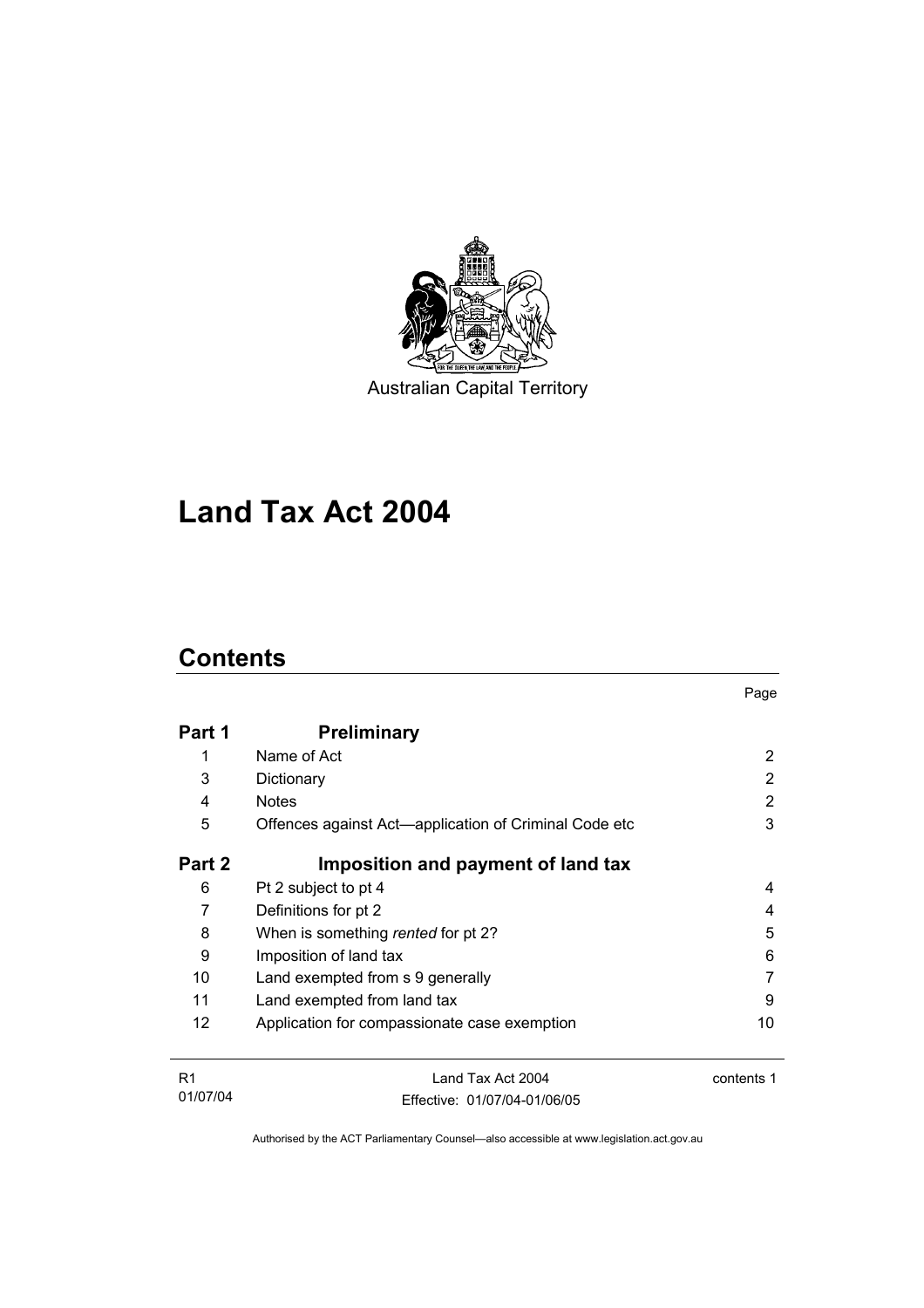Australian Capital Territory

# Land Tax Act 2004

## Contents

| | | Page |
|---|---|---|
| **Part 1** | **Preliminary** | |
| 1 | Name of Act | 2 |
| 3 | Dictionary | 2 |
| 4 | Notes | 2 |
| 5 | Offences against Act—application of Criminal Code etc | 3 |
| **Part 2** | **Imposition and payment of land tax** | |
| 6 | Pt 2 subject to pt 4 | 4 |
| 7 | Definitions for pt 2 | 4 |
| 8 | When is something *rented* for pt 2? | 5 |
| 9 | Imposition of land tax | 6 |
| 10 | Land exempted from s 9 generally | 7 |
| 11 | Land exempted from land tax | 9 |
| 12 | Application for compassionate case exemption | 10 |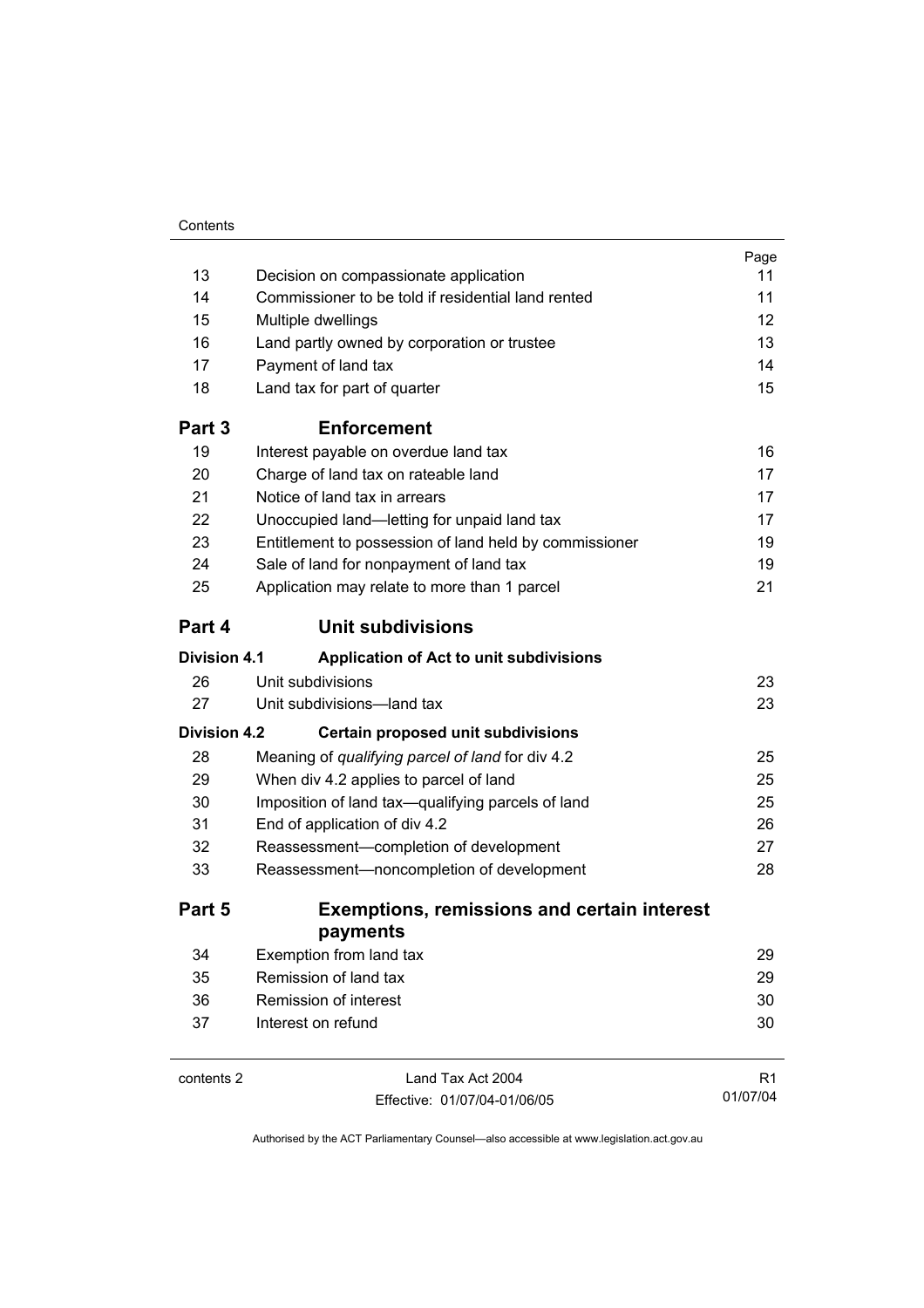| | | Page |
|---|---|---|
| 13 | Decision on compassionate application | 11 |
| 14 | Commissioner to be told if residential land rented | 11 |
| 15 | Multiple dwellings | 12 |
| 16 | Land partly owned by corporation or trustee | 13 |
| 17 | Payment of land tax | 14 |
| 18 | Land tax for part of quarter | 15 |
| **Part 3** | **Enforcement** | |
| 19 | Interest payable on overdue land tax | 16 |
| 20 | Charge of land tax on rateable land | 17 |
| 21 | Notice of land tax in arrears | 17 |
| 22 | Unoccupied land—letting for unpaid land tax | 17 |
| 23 | Entitlement to possession of land held by commissioner | 19 |
| 24 | Sale of land for nonpayment of land tax | 19 |
| 25 | Application may relate to more than 1 parcel | 21 |
| **Part 4** | **Unit subdivisions** | |
| **Division 4.1** | **Application of Act to unit subdivisions** | |
| 26 | Unit subdivisions | 23 |
| 27 | Unit subdivisions—land tax | 23 |
| **Division 4.2** | **Certain proposed unit subdivisions** | |
| 28 | Meaning of *qualifying parcel of land* for div 4.2 | 25 |
| 29 | When div 4.2 applies to parcel of land | 25 |
| 30 | Imposition of land tax—qualifying parcels of land | 25 |
| 31 | End of application of div 4.2 | 26 |
| 32 | Reassessment—completion of development | 27 |
| 33 | Reassessment—noncompletion of development | 28 |
| **Part 5** | **Exemptions, remissions and certain interest payments** | |
| 34 | Exemption from land tax | 29 |
| 35 | Remission of land tax | 29 |
| 36 | Remission of interest | 30 |
| 37 | Interest on refund | 30 |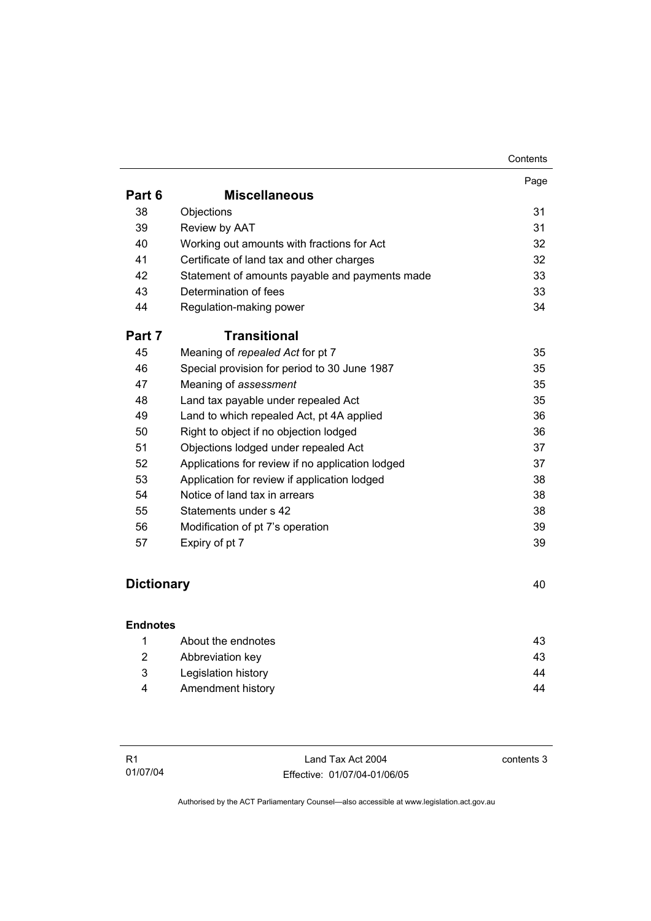| | | Page |
|---|---|---|
| **Part 6** | **Miscellaneous** | |
| 38 | Objections | 31 |
| 39 | Review by AAT | 31 |
| 40 | Working out amounts with fractions for Act | 32 |
| 41 | Certificate of land tax and other charges | 32 |
| 42 | Statement of amounts payable and payments made | 33 |
| 43 | Determination of fees | 33 |
| 44 | Regulation-making power | 34 |
| **Part 7** | **Transitional** | |
| 45 | Meaning of *repealed Act* for pt 7 | 35 |
| 46 | Special provision for period to 30 June 1987 | 35 |
| 47 | Meaning of *assessment* | 35 |
| 48 | Land tax payable under repealed Act | 35 |
| 49 | Land to which repealed Act, pt 4A applied | 36 |
| 50 | Right to object if no objection lodged | 36 |
| 51 | Objections lodged under repealed Act | 37 |
| 52 | Applications for review if no application lodged | 37 |
| 53 | Application for review if application lodged | 38 |
| 54 | Notice of land tax in arrears | 38 |
| 55 | Statements under s 42 | 38 |
| 56 | Modification of pt 7's operation | 39 |
| 57 | Expiry of pt 7 | 39 |

**Dictionary** 40

**Endnotes**

| | | |
|---|---|---|
| 1 | About the endnotes | 43 |
| 2 | Abbreviation key | 43 |
| 3 | Legislation history | 44 |
| 4 | Amendment history | 44 |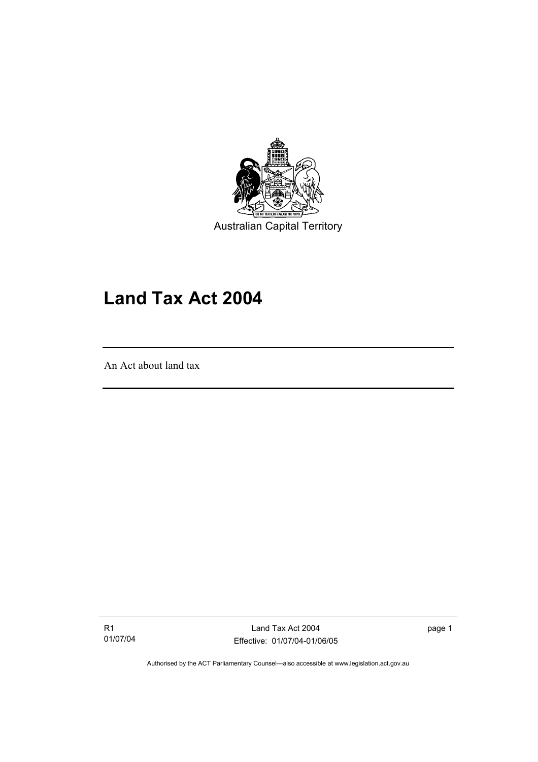Australian Capital Territory

# Land Tax Act 2004

An Act about land tax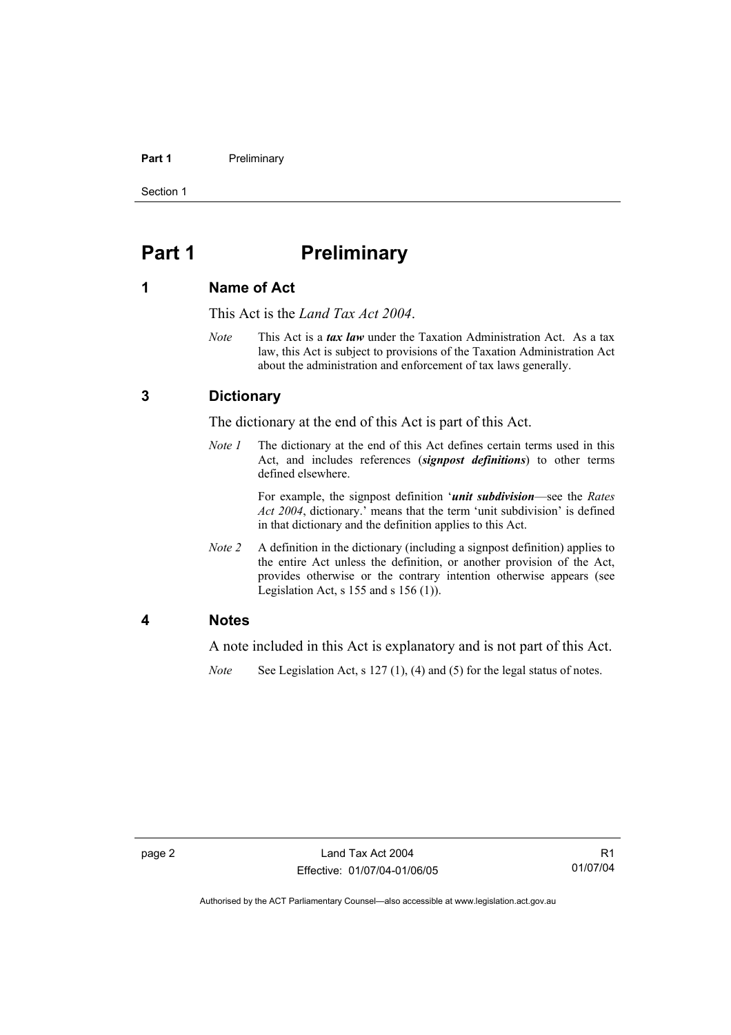# Part 1 Preliminary

## 1 Name of Act

This Act is the *Land Tax Act 2004*.

*Note* This Act is a ***tax law*** under the Taxation Administration Act. As a tax law, this Act is subject to provisions of the Taxation Administration Act about the administration and enforcement of tax laws generally.

## 3 Dictionary

The dictionary at the end of this Act is part of this Act.

*Note 1* The dictionary at the end of this Act defines certain terms used in this Act, and includes references (***signpost definitions***) to other terms defined elsewhere.

For example, the signpost definition '***unit subdivision***—see the *Rates Act 2004*, dictionary.' means that the term 'unit subdivision' is defined in that dictionary and the definition applies to this Act.

*Note 2* A definition in the dictionary (including a signpost definition) applies to the entire Act unless the definition, or another provision of the Act, provides otherwise or the contrary intention otherwise appears (see Legislation Act, s 155 and s 156 (1)).

## 4 Notes

A note included in this Act is explanatory and is not part of this Act.

*Note* See Legislation Act, s 127 (1), (4) and (5) for the legal status of notes.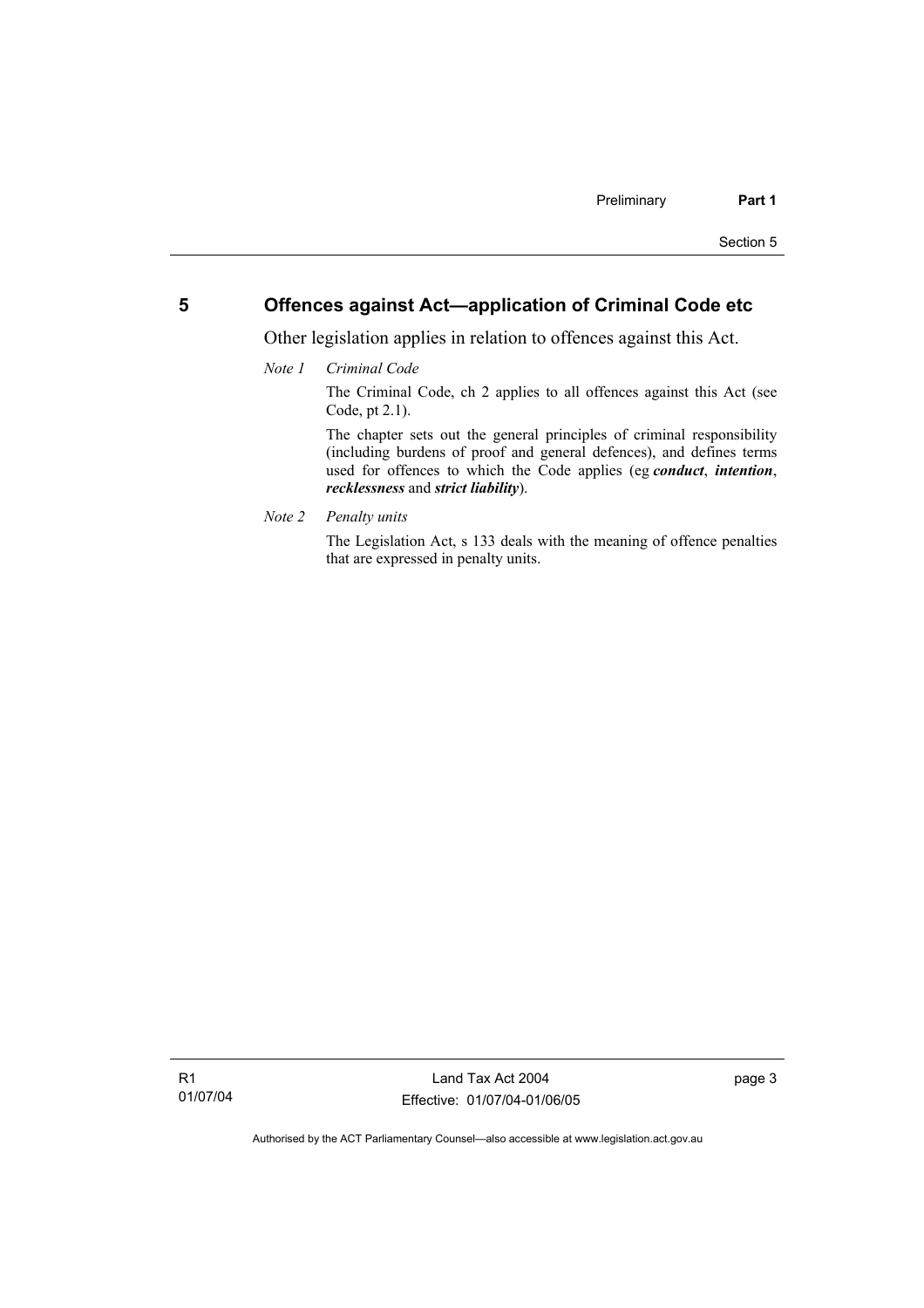## 5 Offences against Act—application of Criminal Code etc

Other legislation applies in relation to offences against this Act.

*Note 1 Criminal Code*

The Criminal Code, ch 2 applies to all offences against this Act (see Code, pt 2.1).

The chapter sets out the general principles of criminal responsibility (including burdens of proof and general defences), and defines terms used for offences to which the Code applies (eg ***conduct***, ***intention***, ***recklessness*** and ***strict liability***).

*Note 2 Penalty units*

The Legislation Act, s 133 deals with the meaning of offence penalties that are expressed in penalty units.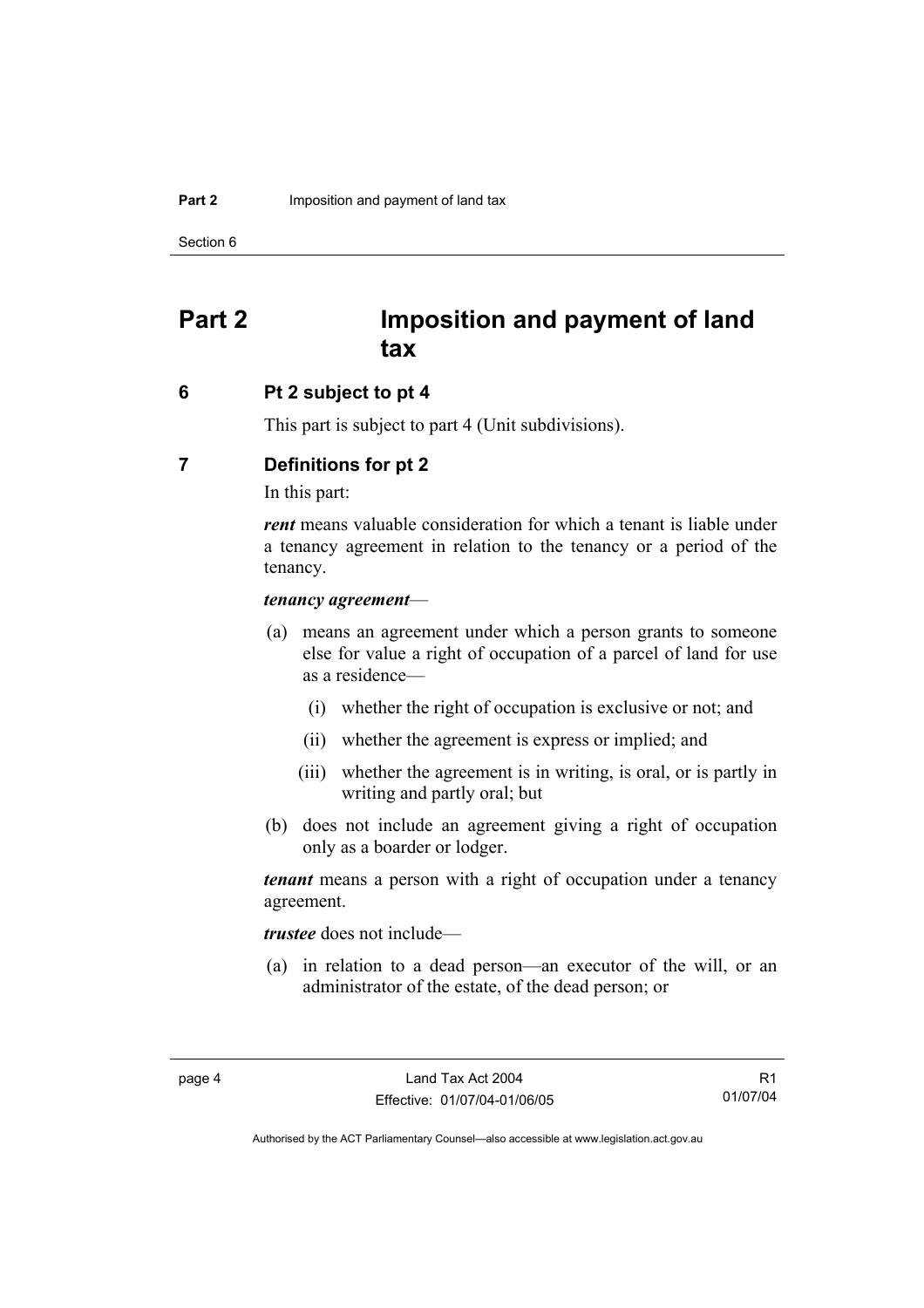# Part 2 Imposition and payment of land tax

## 6 Pt 2 subject to pt 4

This part is subject to part 4 (Unit subdivisions).

## 7 Definitions for pt 2

In this part:

***rent*** means valuable consideration for which a tenant is liable under a tenancy agreement in relation to the tenancy or a period of the tenancy.

***tenancy agreement***—

(a) means an agreement under which a person grants to someone else for value a right of occupation of a parcel of land for use as a residence—

(i) whether the right of occupation is exclusive or not; and

(ii) whether the agreement is express or implied; and

(iii) whether the agreement is in writing, is oral, or is partly in writing and partly oral; but

(b) does not include an agreement giving a right of occupation only as a boarder or lodger.

***tenant*** means a person with a right of occupation under a tenancy agreement.

***trustee*** does not include—

(a) in relation to a dead person—an executor of the will, or an administrator of the estate, of the dead person; or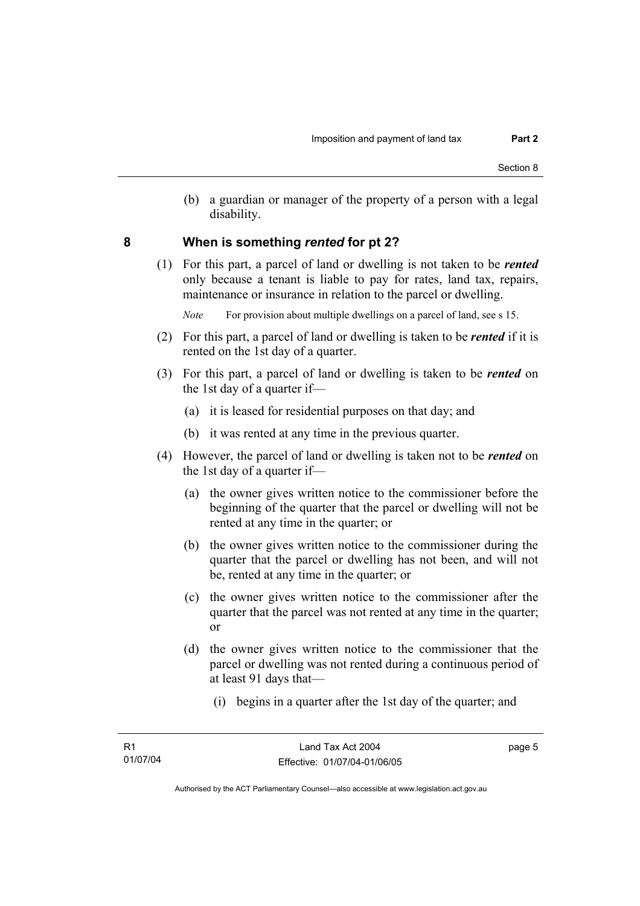(b) a guardian or manager of the property of a person with a legal disability.

## 8 When is something *rented* for pt 2?

(1) For this part, a parcel of land or dwelling is not taken to be ***rented*** only because a tenant is liable to pay for rates, land tax, repairs, maintenance or insurance in relation to the parcel or dwelling.

*Note* For provision about multiple dwellings on a parcel of land, see s 15.

(2) For this part, a parcel of land or dwelling is taken to be ***rented*** if it is rented on the 1st day of a quarter.

(3) For this part, a parcel of land or dwelling is taken to be ***rented*** on the 1st day of a quarter if—

(a) it is leased for residential purposes on that day; and

(b) it was rented at any time in the previous quarter.

(4) However, the parcel of land or dwelling is taken not to be ***rented*** on the 1st day of a quarter if—

(a) the owner gives written notice to the commissioner before the beginning of the quarter that the parcel or dwelling will not be rented at any time in the quarter; or

(b) the owner gives written notice to the commissioner during the quarter that the parcel or dwelling has not been, and will not be, rented at any time in the quarter; or

(c) the owner gives written notice to the commissioner after the quarter that the parcel was not rented at any time in the quarter; or

(d) the owner gives written notice to the commissioner that the parcel or dwelling was not rented during a continuous period of at least 91 days that—

(i) begins in a quarter after the 1st day of the quarter; and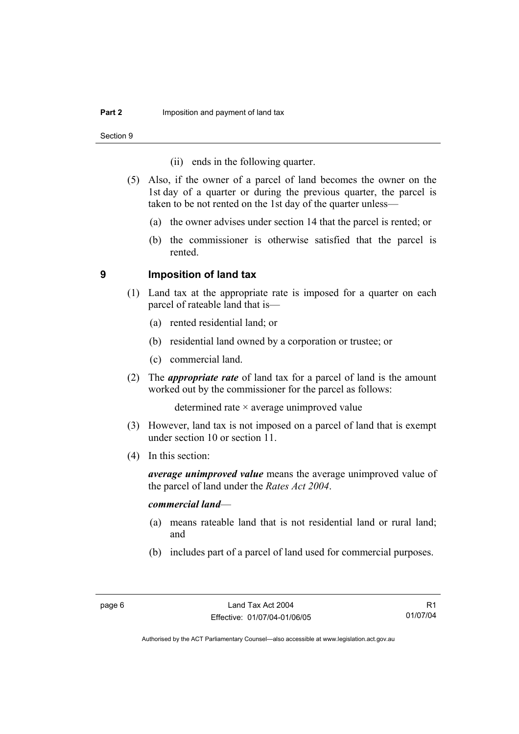(ii) ends in the following quarter.

(5) Also, if the owner of a parcel of land becomes the owner on the 1st day of a quarter or during the previous quarter, the parcel is taken to be not rented on the 1st day of the quarter unless—

(a) the owner advises under section 14 that the parcel is rented; or

(b) the commissioner is otherwise satisfied that the parcel is rented.

## 9 Imposition of land tax

(1) Land tax at the appropriate rate is imposed for a quarter on each parcel of rateable land that is—

(a) rented residential land; or

(b) residential land owned by a corporation or trustee; or

(c) commercial land.

(2) The ***appropriate rate*** of land tax for a parcel of land is the amount worked out by the commissioner for the parcel as follows:

determined rate × average unimproved value

(3) However, land tax is not imposed on a parcel of land that is exempt under section 10 or section 11.

(4) In this section:

***average unimproved value*** means the average unimproved value of the parcel of land under the *Rates Act 2004*.

***commercial land***—

(a) means rateable land that is not residential land or rural land; and

(b) includes part of a parcel of land used for commercial purposes.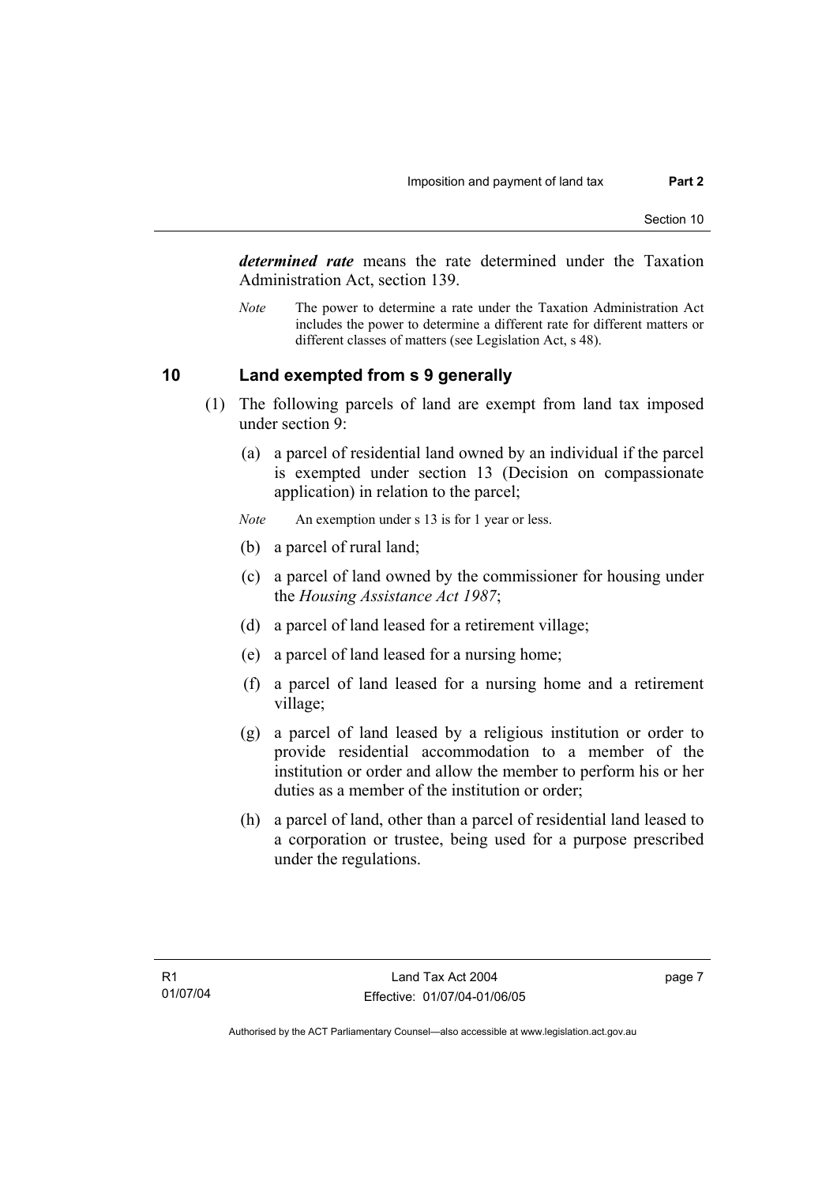***determined rate*** means the rate determined under the Taxation Administration Act, section 139.

*Note* The power to determine a rate under the Taxation Administration Act includes the power to determine a different rate for different matters or different classes of matters (see Legislation Act, s 48).

## 10 Land exempted from s 9 generally

(1) The following parcels of land are exempt from land tax imposed under section 9:

(a) a parcel of residential land owned by an individual if the parcel is exempted under section 13 (Decision on compassionate application) in relation to the parcel;

*Note* An exemption under s 13 is for 1 year or less.

(b) a parcel of rural land;

(c) a parcel of land owned by the commissioner for housing under the *Housing Assistance Act 1987*;

(d) a parcel of land leased for a retirement village;

(e) a parcel of land leased for a nursing home;

(f) a parcel of land leased for a nursing home and a retirement village;

(g) a parcel of land leased by a religious institution or order to provide residential accommodation to a member of the institution or order and allow the member to perform his or her duties as a member of the institution or order;

(h) a parcel of land, other than a parcel of residential land leased to a corporation or trustee, being used for a purpose prescribed under the regulations.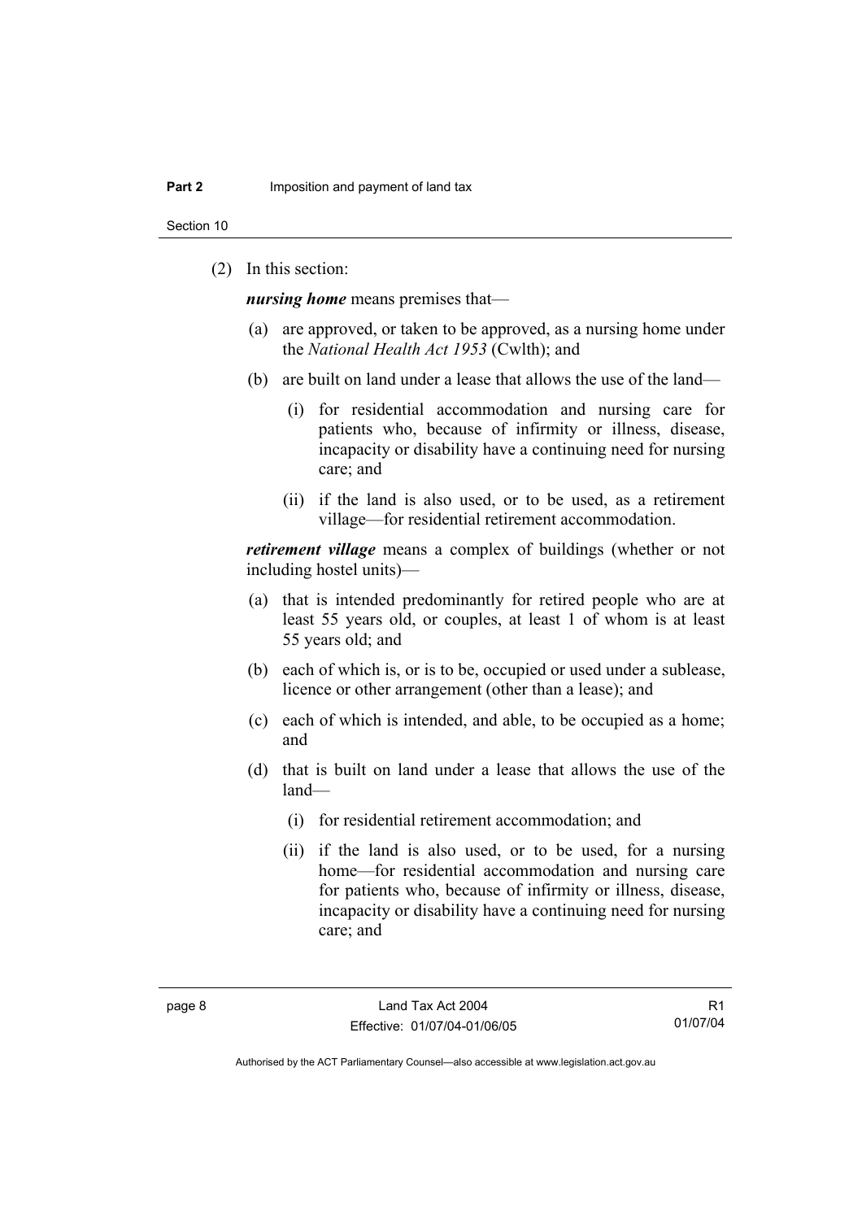(2) In this section:

***nursing home*** means premises that—

(a) are approved, or taken to be approved, as a nursing home under the *National Health Act 1953* (Cwlth); and

(b) are built on land under a lease that allows the use of the land—

(i) for residential accommodation and nursing care for patients who, because of infirmity or illness, disease, incapacity or disability have a continuing need for nursing care; and

(ii) if the land is also used, or to be used, as a retirement village—for residential retirement accommodation.

***retirement village*** means a complex of buildings (whether or not including hostel units)—

(a) that is intended predominantly for retired people who are at least 55 years old, or couples, at least 1 of whom is at least 55 years old; and

(b) each of which is, or is to be, occupied or used under a sublease, licence or other arrangement (other than a lease); and

(c) each of which is intended, and able, to be occupied as a home; and

(d) that is built on land under a lease that allows the use of the land—

(i) for residential retirement accommodation; and

(ii) if the land is also used, or to be used, for a nursing home—for residential accommodation and nursing care for patients who, because of infirmity or illness, disease, incapacity or disability have a continuing need for nursing care; and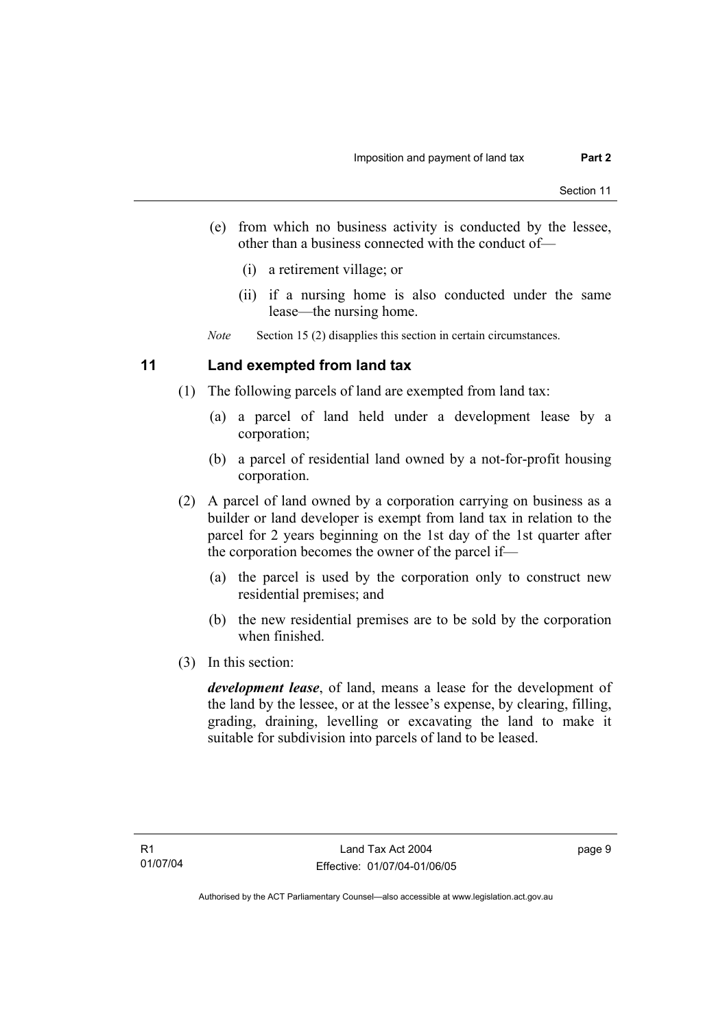(e) from which no business activity is conducted by the lessee, other than a business connected with the conduct of—

(i) a retirement village; or

(ii) if a nursing home is also conducted under the same lease—the nursing home.

*Note* Section 15 (2) disapplies this section in certain circumstances.

## 11 Land exempted from land tax

(1) The following parcels of land are exempted from land tax:

(a) a parcel of land held under a development lease by a corporation;

(b) a parcel of residential land owned by a not-for-profit housing corporation.

(2) A parcel of land owned by a corporation carrying on business as a builder or land developer is exempt from land tax in relation to the parcel for 2 years beginning on the 1st day of the 1st quarter after the corporation becomes the owner of the parcel if—

(a) the parcel is used by the corporation only to construct new residential premises; and

(b) the new residential premises are to be sold by the corporation when finished.

(3) In this section:

***development lease***, of land, means a lease for the development of the land by the lessee, or at the lessee's expense, by clearing, filling, grading, draining, levelling or excavating the land to make it suitable for subdivision into parcels of land to be leased.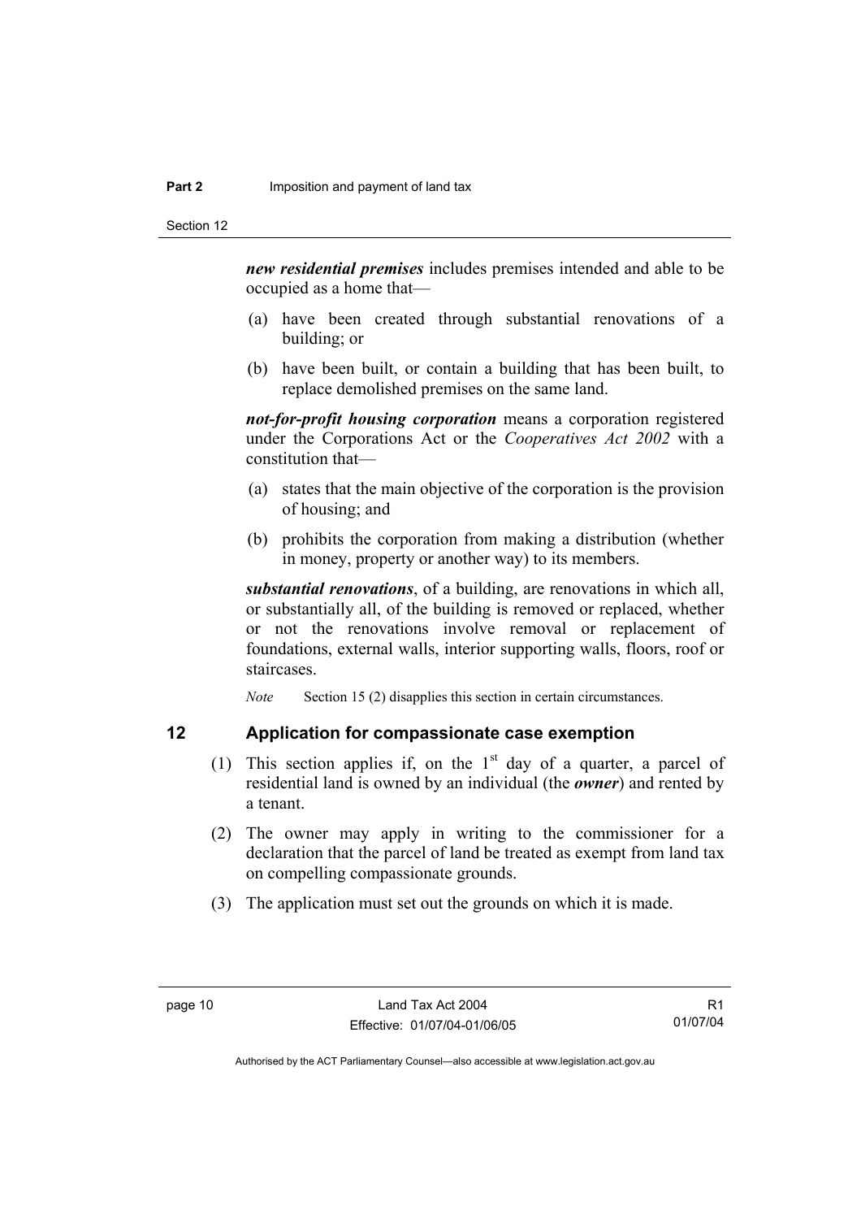***new residential premises*** includes premises intended and able to be occupied as a home that—

(a) have been created through substantial renovations of a building; or

(b) have been built, or contain a building that has been built, to replace demolished premises on the same land.

***not-for-profit housing corporation*** means a corporation registered under the Corporations Act or the *Cooperatives Act 2002* with a constitution that—

(a) states that the main objective of the corporation is the provision of housing; and

(b) prohibits the corporation from making a distribution (whether in money, property or another way) to its members.

***substantial renovations***, of a building, are renovations in which all, or substantially all, of the building is removed or replaced, whether or not the renovations involve removal or replacement of foundations, external walls, interior supporting walls, floors, roof or staircases.

*Note* Section 15 (2) disapplies this section in certain circumstances.

## 12 Application for compassionate case exemption

(1) This section applies if, on the 1st day of a quarter, a parcel of residential land is owned by an individual (the ***owner***) and rented by a tenant.

(2) The owner may apply in writing to the commissioner for a declaration that the parcel of land be treated as exempt from land tax on compelling compassionate grounds.

(3) The application must set out the grounds on which it is made.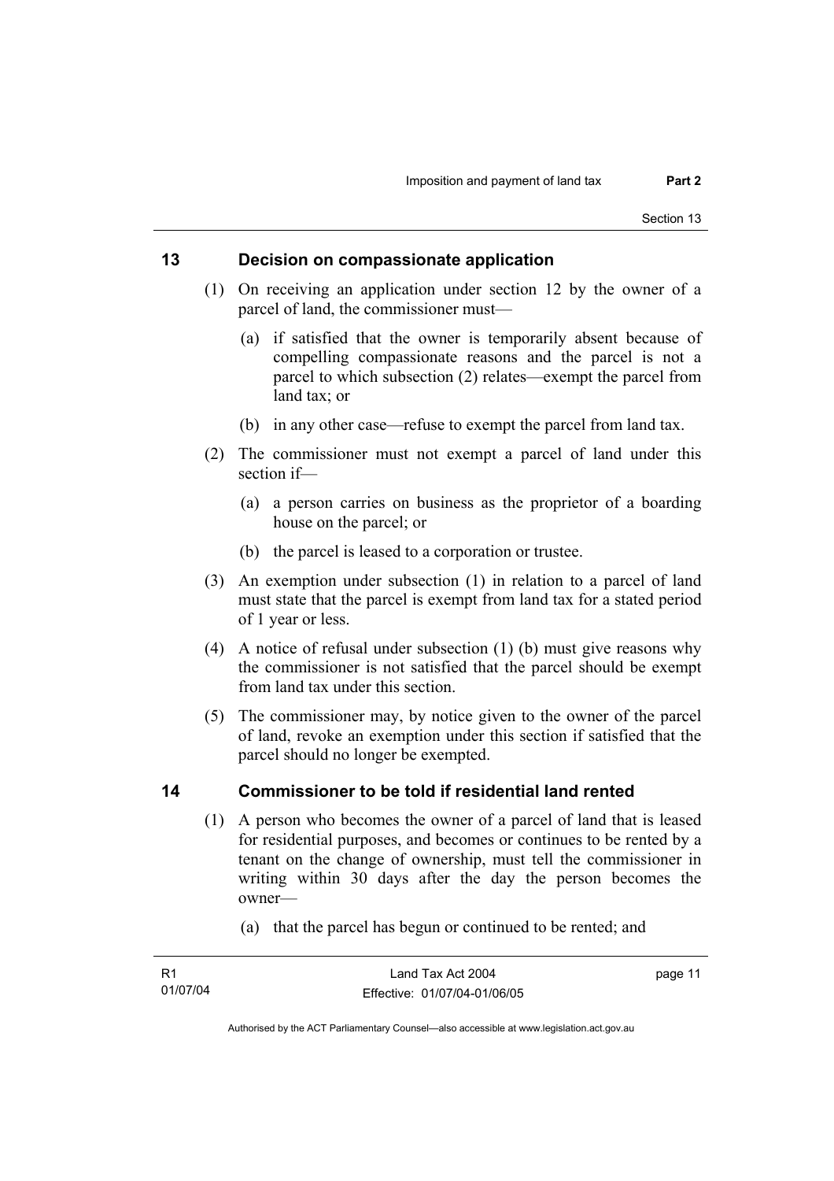## 13 Decision on compassionate application

(1) On receiving an application under section 12 by the owner of a parcel of land, the commissioner must—

(a) if satisfied that the owner is temporarily absent because of compelling compassionate reasons and the parcel is not a parcel to which subsection (2) relates—exempt the parcel from land tax; or

(b) in any other case—refuse to exempt the parcel from land tax.

(2) The commissioner must not exempt a parcel of land under this section if—

(a) a person carries on business as the proprietor of a boarding house on the parcel; or

(b) the parcel is leased to a corporation or trustee.

(3) An exemption under subsection (1) in relation to a parcel of land must state that the parcel is exempt from land tax for a stated period of 1 year or less.

(4) A notice of refusal under subsection (1) (b) must give reasons why the commissioner is not satisfied that the parcel should be exempt from land tax under this section.

(5) The commissioner may, by notice given to the owner of the parcel of land, revoke an exemption under this section if satisfied that the parcel should no longer be exempted.

## 14 Commissioner to be told if residential land rented

(1) A person who becomes the owner of a parcel of land that is leased for residential purposes, and becomes or continues to be rented by a tenant on the change of ownership, must tell the commissioner in writing within 30 days after the day the person becomes the owner—

(a) that the parcel has begun or continued to be rented; and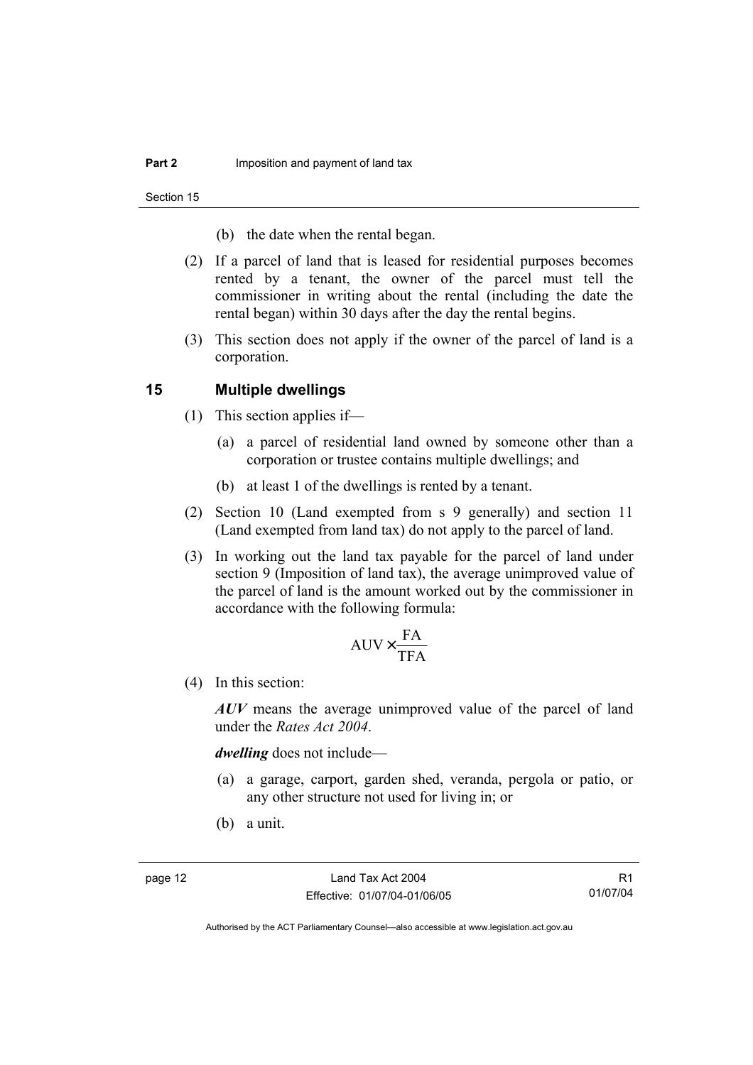(b) the date when the rental began.

(2) If a parcel of land that is leased for residential purposes becomes rented by a tenant, the owner of the parcel must tell the commissioner in writing about the rental (including the date the rental began) within 30 days after the day the rental begins.

(3) This section does not apply if the owner of the parcel of land is a corporation.

## 15 Multiple dwellings

(1) This section applies if—

(a) a parcel of residential land owned by someone other than a corporation or trustee contains multiple dwellings; and

(b) at least 1 of the dwellings is rented by a tenant.

(2) Section 10 (Land exempted from s 9 generally) and section 11 (Land exempted from land tax) do not apply to the parcel of land.

(3) In working out the land tax payable for the parcel of land under section 9 (Imposition of land tax), the average unimproved value of the parcel of land is the amount worked out by the commissioner in accordance with the following formula:

$$\text{AUV} \times \frac{\text{FA}}{\text{TFA}}$$

(4) In this section:

***AUV*** means the average unimproved value of the parcel of land under the *Rates Act 2004*.

***dwelling*** does not include—

(a) a garage, carport, garden shed, veranda, pergola or patio, or any other structure not used for living in; or

(b) a unit.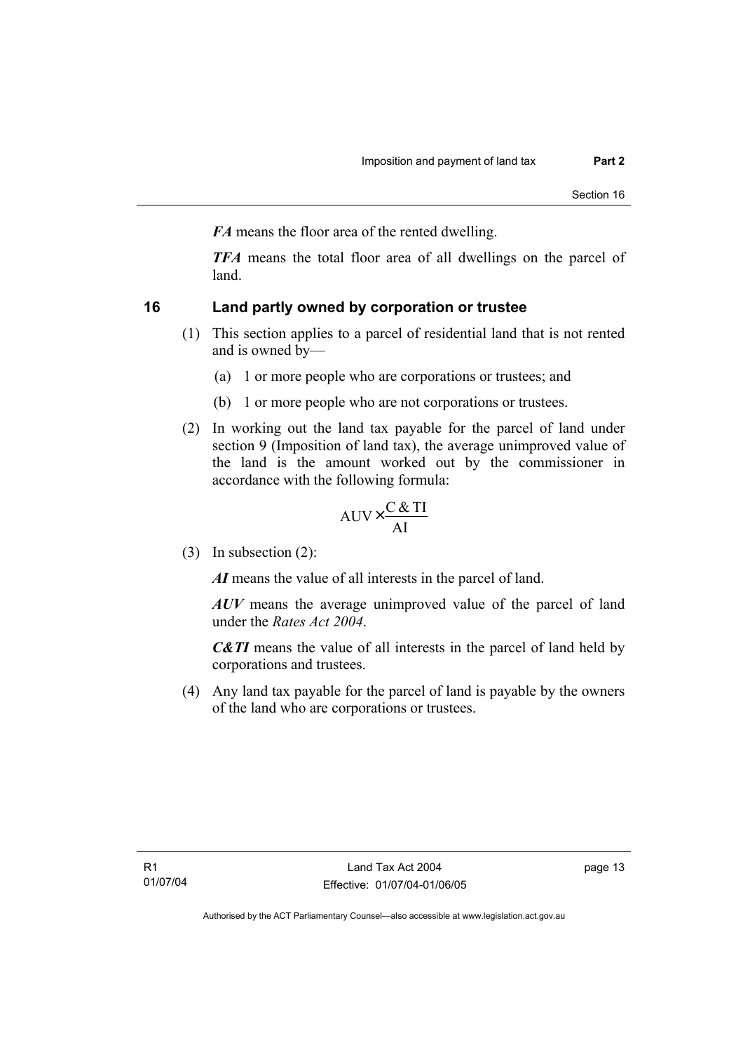***FA*** means the floor area of the rented dwelling.

***TFA*** means the total floor area of all dwellings on the parcel of land.

## 16 Land partly owned by corporation or trustee

(1) This section applies to a parcel of residential land that is not rented and is owned by—

(a) 1 or more people who are corporations or trustees; and

(b) 1 or more people who are not corporations or trustees.

(2) In working out the land tax payable for the parcel of land under section 9 (Imposition of land tax), the average unimproved value of the land is the amount worked out by the commissioner in accordance with the following formula:

$$\text{AUV} \times \frac{\text{C \& TI}}{\text{AI}}$$

(3) In subsection (2):

***AI*** means the value of all interests in the parcel of land.

***AUV*** means the average unimproved value of the parcel of land under the *Rates Act 2004*.

***C&TI*** means the value of all interests in the parcel of land held by corporations and trustees.

(4) Any land tax payable for the parcel of land is payable by the owners of the land who are corporations or trustees.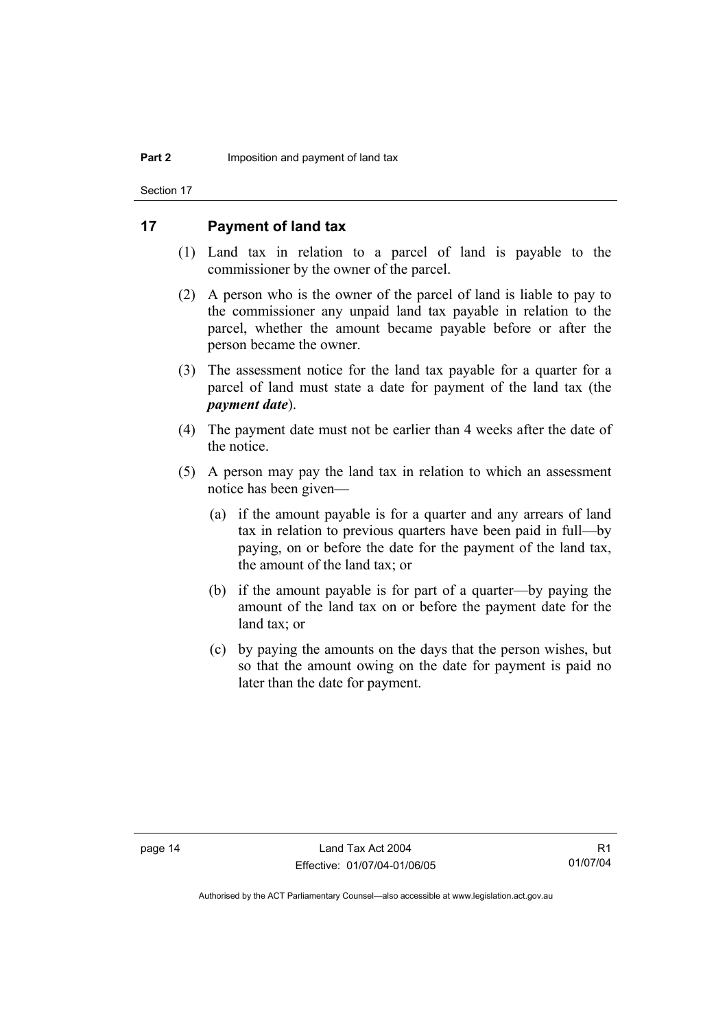## 17 Payment of land tax

(1) Land tax in relation to a parcel of land is payable to the commissioner by the owner of the parcel.

(2) A person who is the owner of the parcel of land is liable to pay to the commissioner any unpaid land tax payable in relation to the parcel, whether the amount became payable before or after the person became the owner.

(3) The assessment notice for the land tax payable for a quarter for a parcel of land must state a date for payment of the land tax (the ***payment date***).

(4) The payment date must not be earlier than 4 weeks after the date of the notice.

(5) A person may pay the land tax in relation to which an assessment notice has been given—

(a) if the amount payable is for a quarter and any arrears of land tax in relation to previous quarters have been paid in full—by paying, on or before the date for the payment of the land tax, the amount of the land tax; or

(b) if the amount payable is for part of a quarter—by paying the amount of the land tax on or before the payment date for the land tax; or

(c) by paying the amounts on the days that the person wishes, but so that the amount owing on the date for payment is paid no later than the date for payment.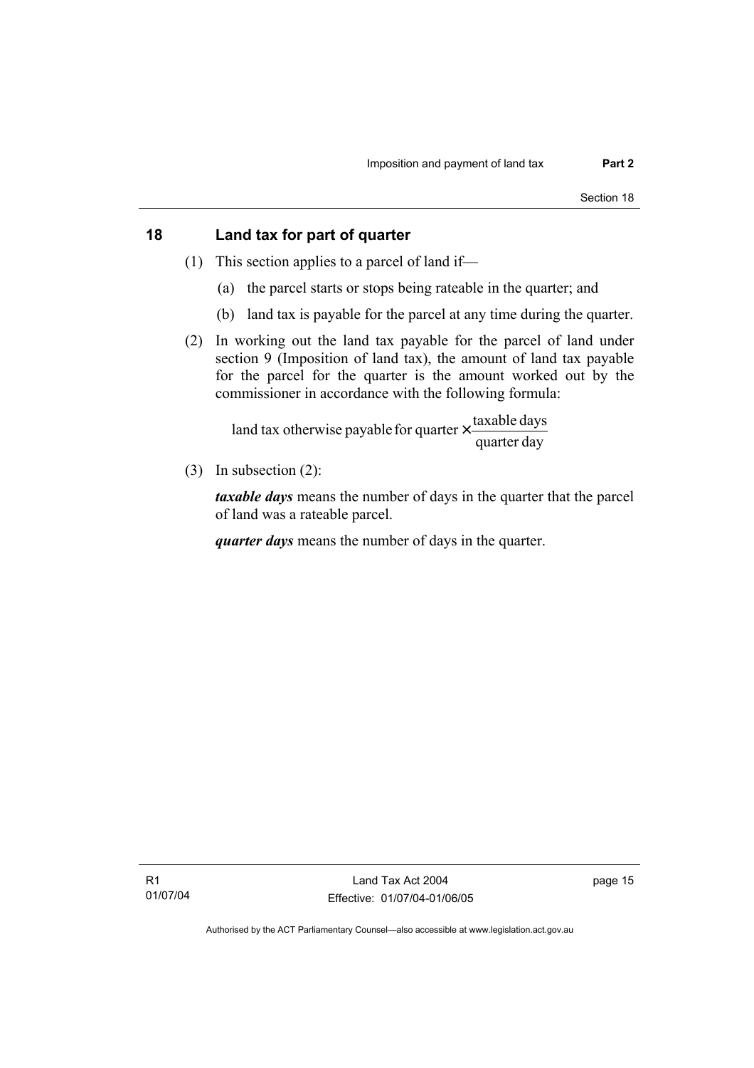## 18 Land tax for part of quarter

(1) This section applies to a parcel of land if—

(a) the parcel starts or stops being rateable in the quarter; and

(b) land tax is payable for the parcel at any time during the quarter.

(2) In working out the land tax payable for the parcel of land under section 9 (Imposition of land tax), the amount of land tax payable for the parcel for the quarter is the amount worked out by the commissioner in accordance with the following formula:

$$\text{land tax otherwise payable for quarter} \times \frac{\text{taxable days}}{\text{quarter day}}$$

(3) In subsection (2):

***taxable days*** means the number of days in the quarter that the parcel of land was a rateable parcel.

***quarter days*** means the number of days in the quarter.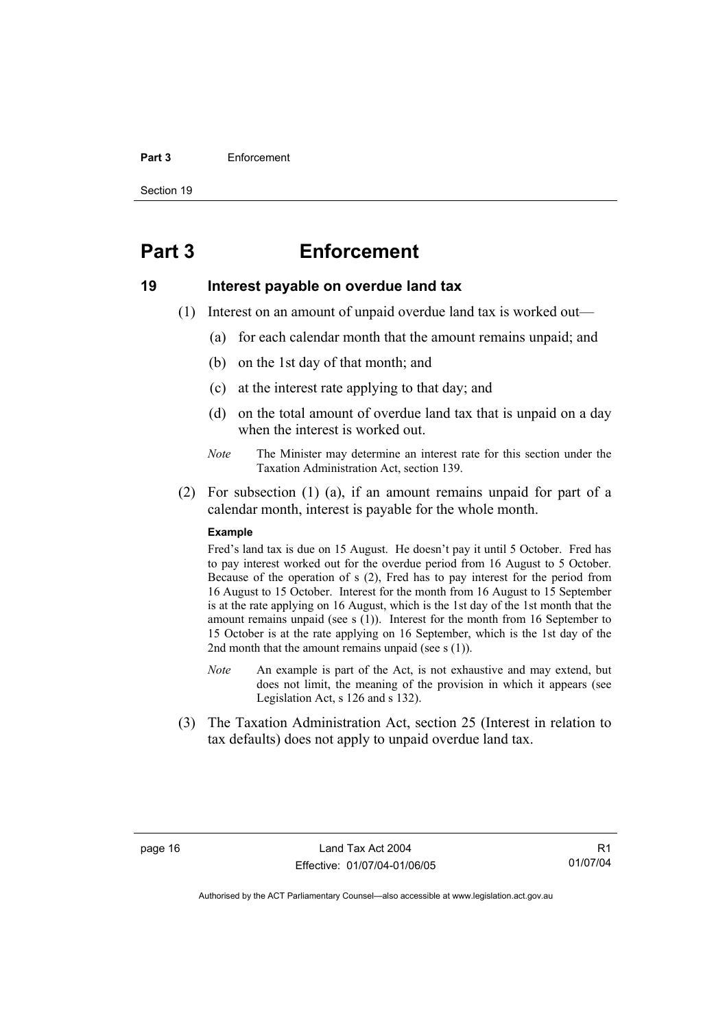# Part 3 Enforcement

## 19 Interest payable on overdue land tax

(1) Interest on an amount of unpaid overdue land tax is worked out—

(a) for each calendar month that the amount remains unpaid; and

(b) on the 1st day of that month; and

(c) at the interest rate applying to that day; and

(d) on the total amount of overdue land tax that is unpaid on a day when the interest is worked out.

*Note* The Minister may determine an interest rate for this section under the Taxation Administration Act, section 139.

(2) For subsection (1) (a), if an amount remains unpaid for part of a calendar month, interest is payable for the whole month.

**Example**

Fred's land tax is due on 15 August. He doesn't pay it until 5 October. Fred has to pay interest worked out for the overdue period from 16 August to 5 October. Because of the operation of s (2), Fred has to pay interest for the period from 16 August to 15 October. Interest for the month from 16 August to 15 September is at the rate applying on 16 August, which is the 1st day of the 1st month that the amount remains unpaid (see s (1)). Interest for the month from 16 September to 15 October is at the rate applying on 16 September, which is the 1st day of the 2nd month that the amount remains unpaid (see s (1)).

*Note* An example is part of the Act, is not exhaustive and may extend, but does not limit, the meaning of the provision in which it appears (see Legislation Act, s 126 and s 132).

(3) The Taxation Administration Act, section 25 (Interest in relation to tax defaults) does not apply to unpaid overdue land tax.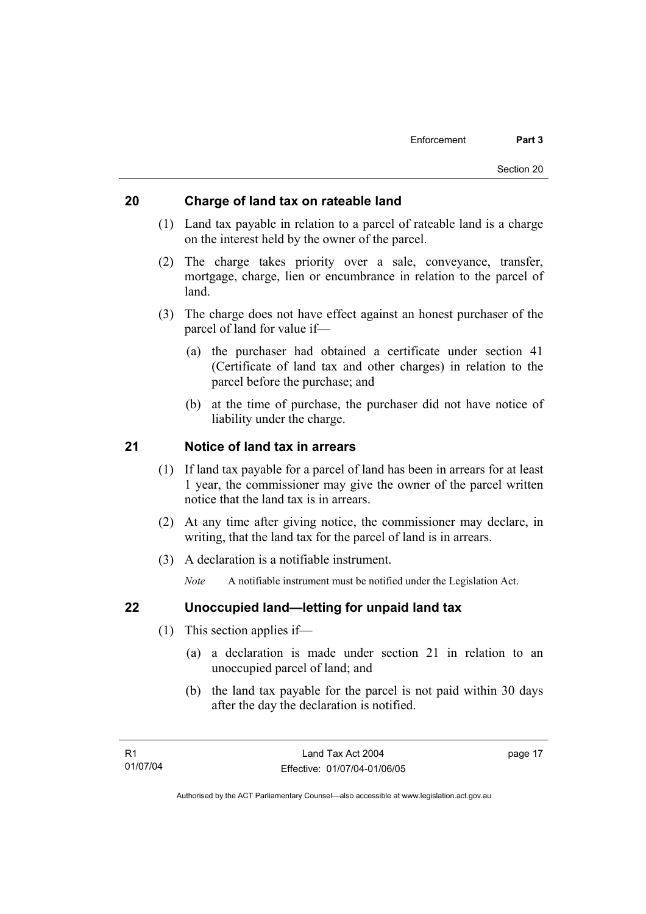## 20 Charge of land tax on rateable land

(1) Land tax payable in relation to a parcel of rateable land is a charge on the interest held by the owner of the parcel.

(2) The charge takes priority over a sale, conveyance, transfer, mortgage, charge, lien or encumbrance in relation to the parcel of land.

(3) The charge does not have effect against an honest purchaser of the parcel of land for value if—

(a) the purchaser had obtained a certificate under section 41 (Certificate of land tax and other charges) in relation to the parcel before the purchase; and

(b) at the time of purchase, the purchaser did not have notice of liability under the charge.

## 21 Notice of land tax in arrears

(1) If land tax payable for a parcel of land has been in arrears for at least 1 year, the commissioner may give the owner of the parcel written notice that the land tax is in arrears.

(2) At any time after giving notice, the commissioner may declare, in writing, that the land tax for the parcel of land is in arrears.

(3) A declaration is a notifiable instrument.

*Note* A notifiable instrument must be notified under the Legislation Act.

## 22 Unoccupied land—letting for unpaid land tax

(1) This section applies if—

(a) a declaration is made under section 21 in relation to an unoccupied parcel of land; and

(b) the land tax payable for the parcel is not paid within 30 days after the day the declaration is notified.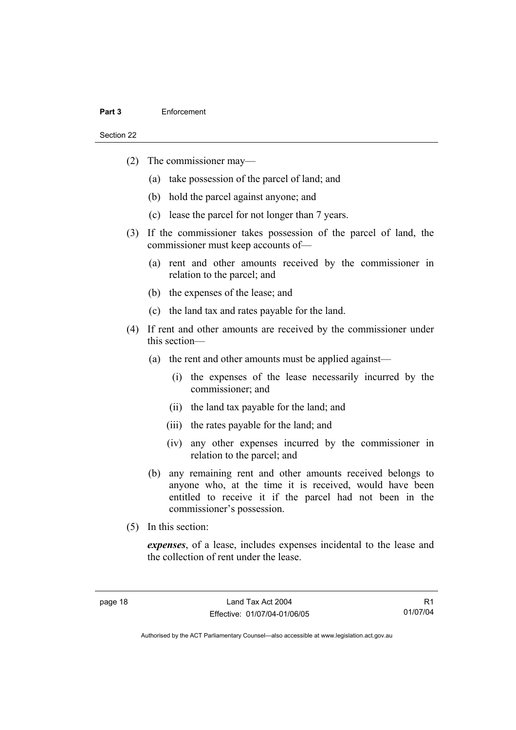(2) The commissioner may—

(a) take possession of the parcel of land; and

(b) hold the parcel against anyone; and

(c) lease the parcel for not longer than 7 years.

(3) If the commissioner takes possession of the parcel of land, the commissioner must keep accounts of—

(a) rent and other amounts received by the commissioner in relation to the parcel; and

(b) the expenses of the lease; and

(c) the land tax and rates payable for the land.

(4) If rent and other amounts are received by the commissioner under this section—

(a) the rent and other amounts must be applied against—

(i) the expenses of the lease necessarily incurred by the commissioner; and

(ii) the land tax payable for the land; and

(iii) the rates payable for the land; and

(iv) any other expenses incurred by the commissioner in relation to the parcel; and

(b) any remaining rent and other amounts received belongs to anyone who, at the time it is received, would have been entitled to receive it if the parcel had not been in the commissioner's possession.

(5) In this section:

***expenses***, of a lease, includes expenses incidental to the lease and the collection of rent under the lease.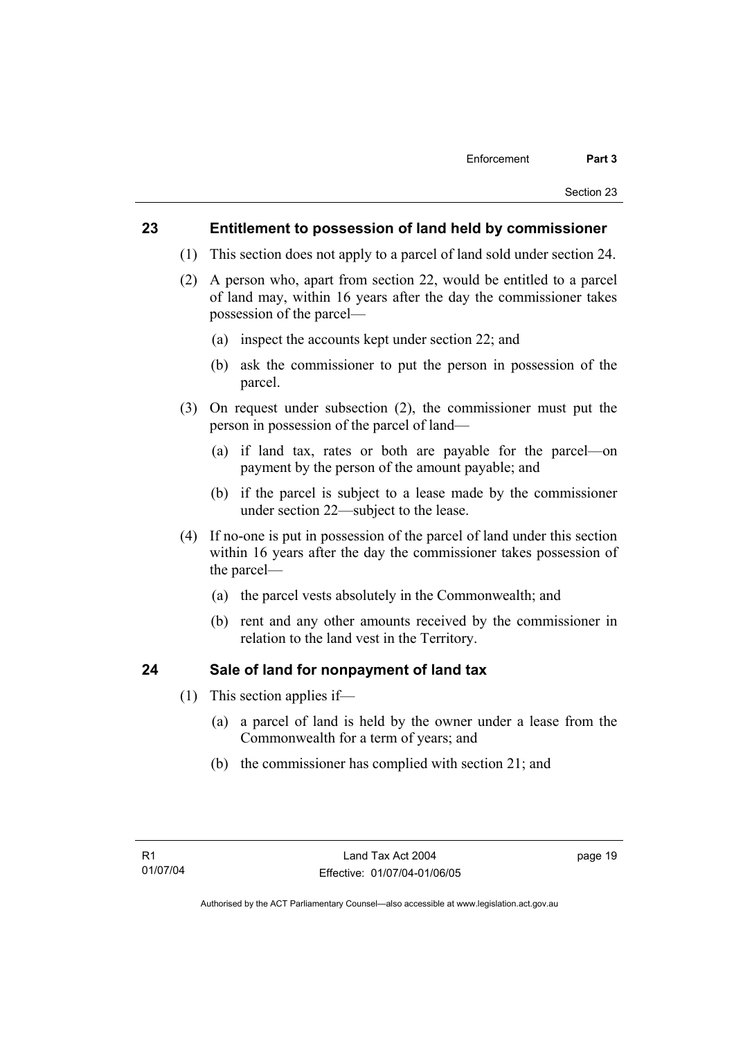## 23 Entitlement to possession of land held by commissioner

(1) This section does not apply to a parcel of land sold under section 24.

(2) A person who, apart from section 22, would be entitled to a parcel of land may, within 16 years after the day the commissioner takes possession of the parcel—

(a) inspect the accounts kept under section 22; and

(b) ask the commissioner to put the person in possession of the parcel.

(3) On request under subsection (2), the commissioner must put the person in possession of the parcel of land—

(a) if land tax, rates or both are payable for the parcel—on payment by the person of the amount payable; and

(b) if the parcel is subject to a lease made by the commissioner under section 22—subject to the lease.

(4) If no-one is put in possession of the parcel of land under this section within 16 years after the day the commissioner takes possession of the parcel—

(a) the parcel vests absolutely in the Commonwealth; and

(b) rent and any other amounts received by the commissioner in relation to the land vest in the Territory.

## 24 Sale of land for nonpayment of land tax

(1) This section applies if—

(a) a parcel of land is held by the owner under a lease from the Commonwealth for a term of years; and

(b) the commissioner has complied with section 21; and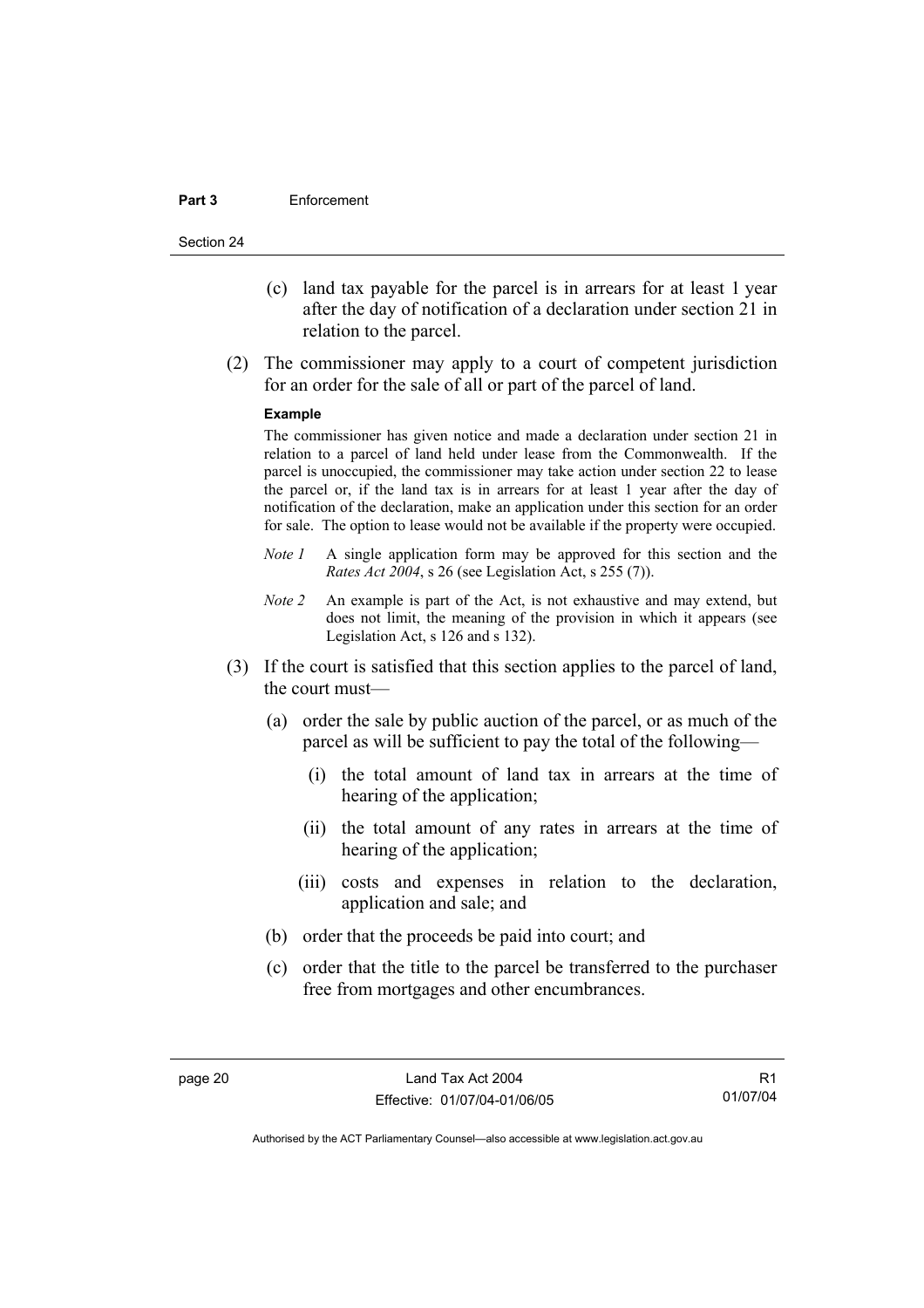(c) land tax payable for the parcel is in arrears for at least 1 year after the day of notification of a declaration under section 21 in relation to the parcel.

(2) The commissioner may apply to a court of competent jurisdiction for an order for the sale of all or part of the parcel of land.

**Example**

The commissioner has given notice and made a declaration under section 21 in relation to a parcel of land held under lease from the Commonwealth. If the parcel is unoccupied, the commissioner may take action under section 22 to lease the parcel or, if the land tax is in arrears for at least 1 year after the day of notification of the declaration, make an application under this section for an order for sale. The option to lease would not be available if the property were occupied.

*Note 1* A single application form may be approved for this section and the *Rates Act 2004*, s 26 (see Legislation Act, s 255 (7)).

*Note 2* An example is part of the Act, is not exhaustive and may extend, but does not limit, the meaning of the provision in which it appears (see Legislation Act, s 126 and s 132).

(3) If the court is satisfied that this section applies to the parcel of land, the court must—

(a) order the sale by public auction of the parcel, or as much of the parcel as will be sufficient to pay the total of the following—

(i) the total amount of land tax in arrears at the time of hearing of the application;

(ii) the total amount of any rates in arrears at the time of hearing of the application;

(iii) costs and expenses in relation to the declaration, application and sale; and

(b) order that the proceeds be paid into court; and

(c) order that the title to the parcel be transferred to the purchaser free from mortgages and other encumbrances.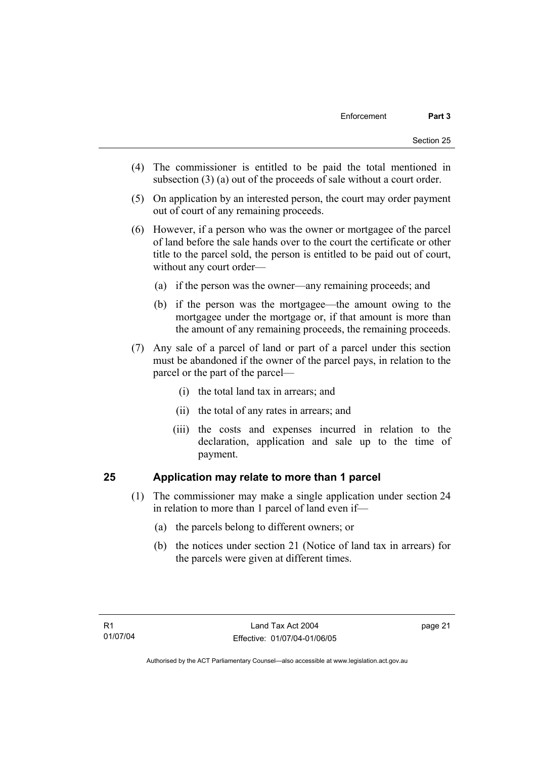(4) The commissioner is entitled to be paid the total mentioned in subsection (3) (a) out of the proceeds of sale without a court order.

(5) On application by an interested person, the court may order payment out of court of any remaining proceeds.

(6) However, if a person who was the owner or mortgagee of the parcel of land before the sale hands over to the court the certificate or other title to the parcel sold, the person is entitled to be paid out of court, without any court order—

- (a) if the person was the owner—any remaining proceeds; and
- (b) if the person was the mortgagee—the amount owing to the mortgagee under the mortgage or, if that amount is more than the amount of any remaining proceeds, the remaining proceeds.

(7) Any sale of a parcel of land or part of a parcel under this section must be abandoned if the owner of the parcel pays, in relation to the parcel or the part of the parcel—

- (i) the total land tax in arrears; and
- (ii) the total of any rates in arrears; and
- (iii) the costs and expenses incurred in relation to the declaration, application and sale up to the time of payment.

## 25 Application may relate to more than 1 parcel

(1) The commissioner may make a single application under section 24 in relation to more than 1 parcel of land even if—

- (a) the parcels belong to different owners; or
- (b) the notices under section 21 (Notice of land tax in arrears) for the parcels were given at different times.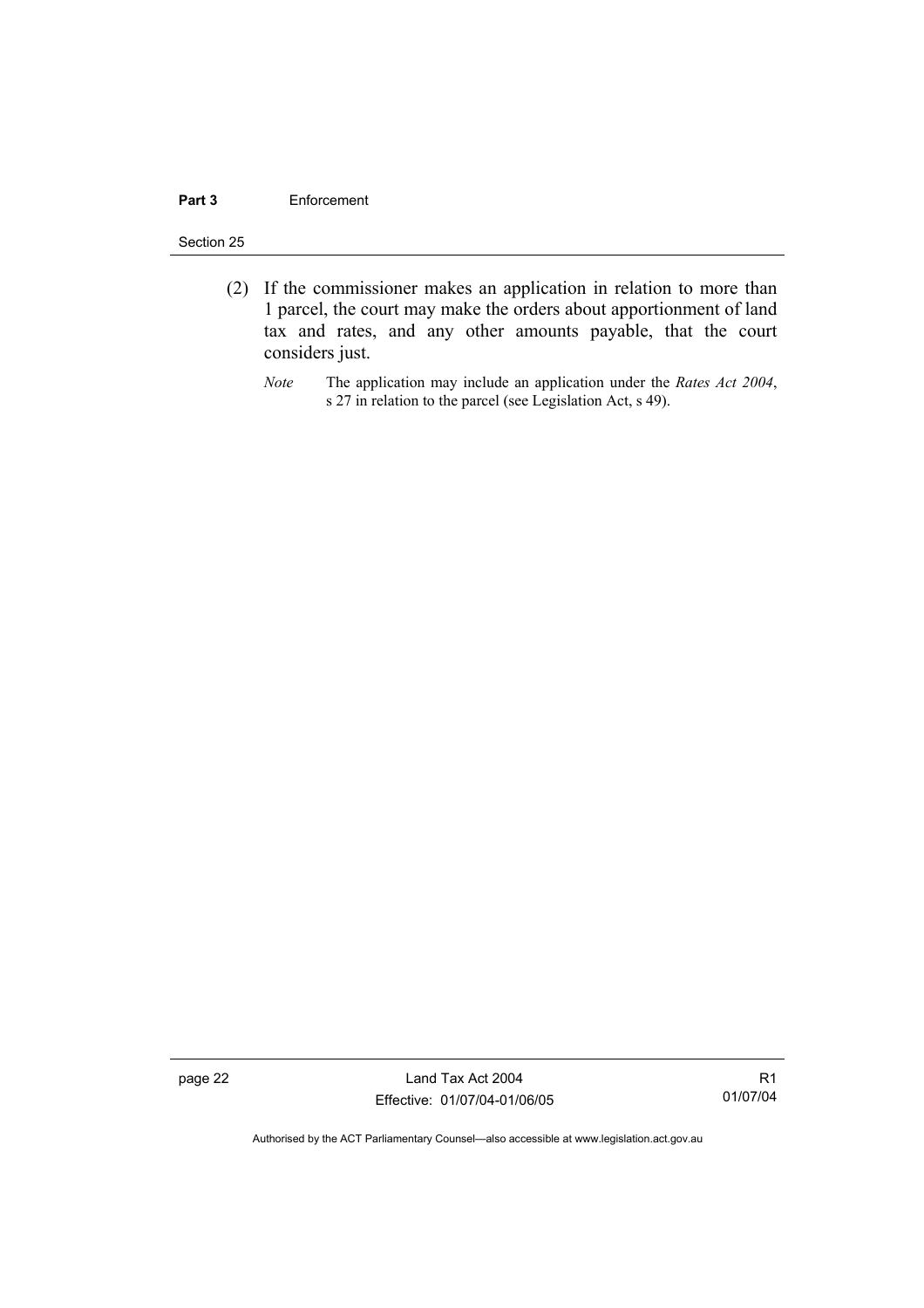(2) If the commissioner makes an application in relation to more than 1 parcel, the court may make the orders about apportionment of land tax and rates, and any other amounts payable, that the court considers just.

*Note* The application may include an application under the *Rates Act 2004*, s 27 in relation to the parcel (see Legislation Act, s 49).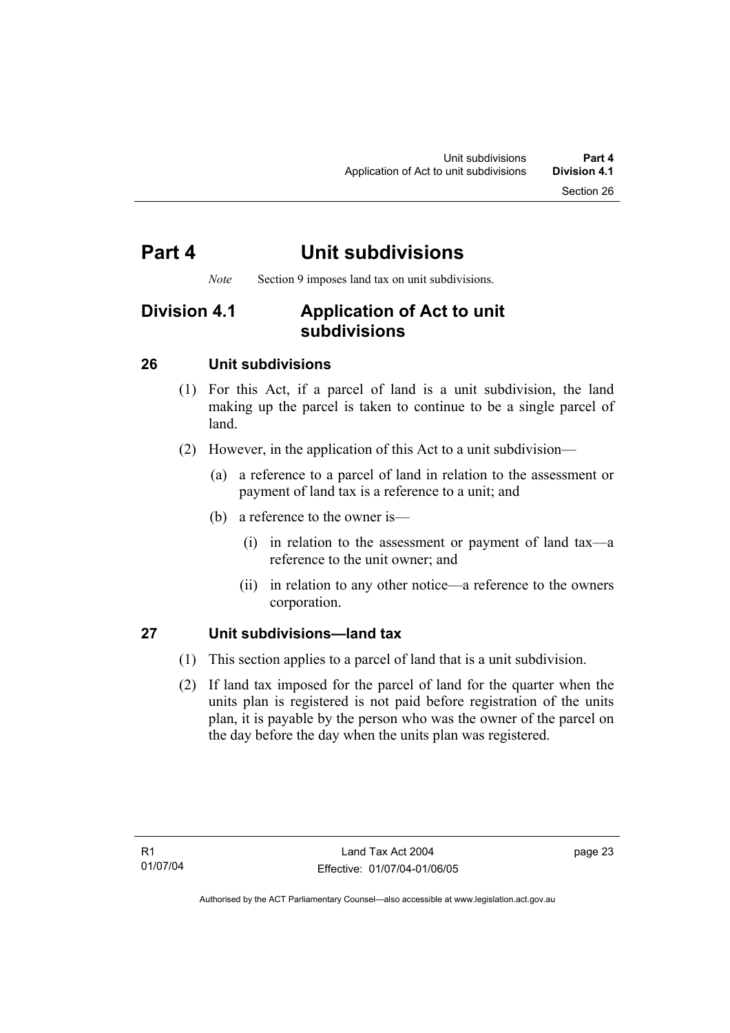# Part 4 Unit subdivisions

*Note* Section 9 imposes land tax on unit subdivisions.

## Division 4.1 Application of Act to unit subdivisions

### 26 Unit subdivisions

(1) For this Act, if a parcel of land is a unit subdivision, the land making up the parcel is taken to continue to be a single parcel of land.

(2) However, in the application of this Act to a unit subdivision—

(a) a reference to a parcel of land in relation to the assessment or payment of land tax is a reference to a unit; and

(b) a reference to the owner is—

(i) in relation to the assessment or payment of land tax—a reference to the unit owner; and

(ii) in relation to any other notice—a reference to the owners corporation.

### 27 Unit subdivisions—land tax

(1) This section applies to a parcel of land that is a unit subdivision.

(2) If land tax imposed for the parcel of land for the quarter when the units plan is registered is not paid before registration of the units plan, it is payable by the person who was the owner of the parcel on the day before the day when the units plan was registered.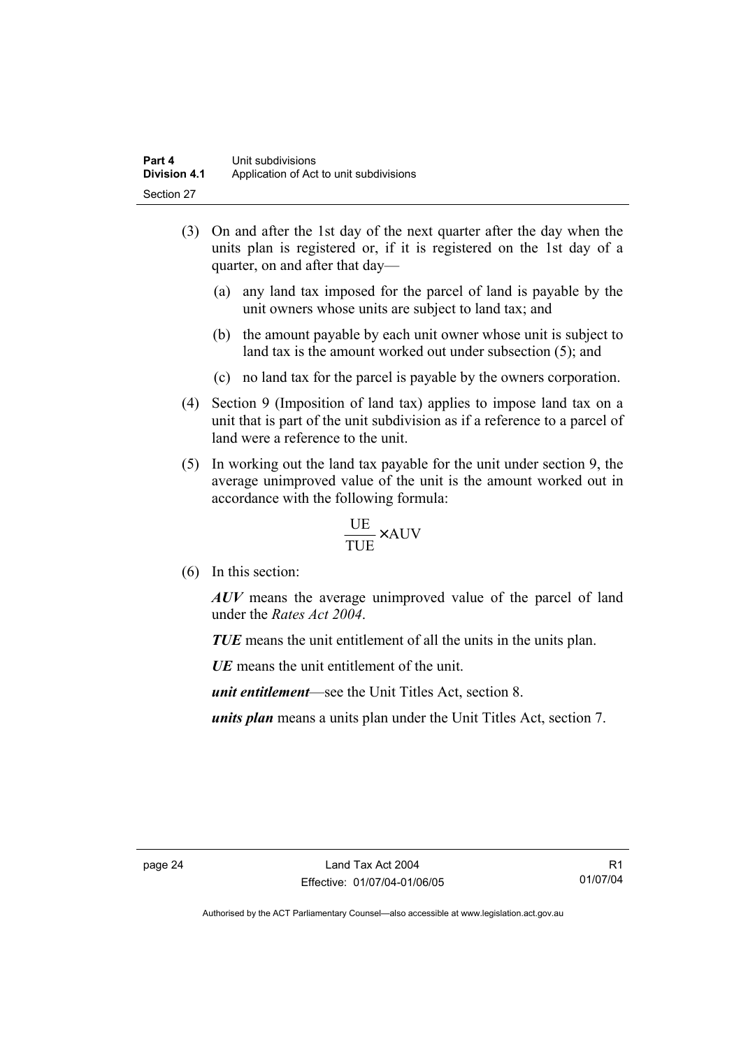(3) On and after the 1st day of the next quarter after the day when the units plan is registered or, if it is registered on the 1st day of a quarter, on and after that day—

  (a) any land tax imposed for the parcel of land is payable by the unit owners whose units are subject to land tax; and

  (b) the amount payable by each unit owner whose unit is subject to land tax is the amount worked out under subsection (5); and

  (c) no land tax for the parcel is payable by the owners corporation.

(4) Section 9 (Imposition of land tax) applies to impose land tax on a unit that is part of the unit subdivision as if a reference to a parcel of land were a reference to the unit.

(5) In working out the land tax payable for the unit under section 9, the average unimproved value of the unit is the amount worked out in accordance with the following formula:

$$\frac{\text{UE}}{\text{TUE}} \times \text{AUV}$$

(6) In this section:

***AUV*** means the average unimproved value of the parcel of land under the *Rates Act 2004*.

***TUE*** means the unit entitlement of all the units in the units plan.

***UE*** means the unit entitlement of the unit.

***unit entitlement***—see the Unit Titles Act, section 8.

***units plan*** means a units plan under the Unit Titles Act, section 7.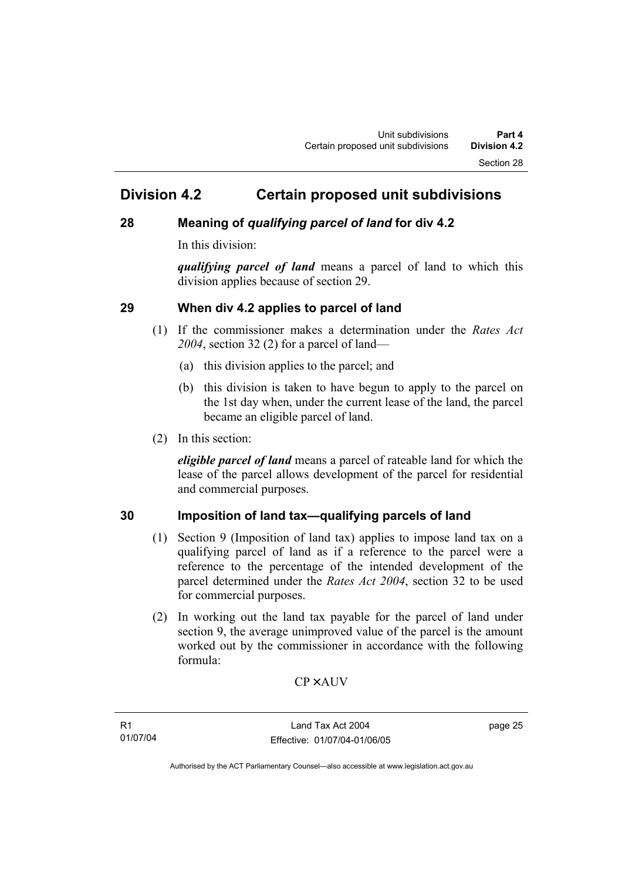## Division 4.2 Certain proposed unit subdivisions

### 28 Meaning of *qualifying parcel of land* for div 4.2

In this division:

***qualifying parcel of land*** means a parcel of land to which this division applies because of section 29.

### 29 When div 4.2 applies to parcel of land

(1) If the commissioner makes a determination under the *Rates Act 2004*, section 32 (2) for a parcel of land—

(a) this division applies to the parcel; and

(b) this division is taken to have begun to apply to the parcel on the 1st day when, under the current lease of the land, the parcel became an eligible parcel of land.

(2) In this section:

***eligible parcel of land*** means a parcel of rateable land for which the lease of the parcel allows development of the parcel for residential and commercial purposes.

### 30 Imposition of land tax—qualifying parcels of land

(1) Section 9 (Imposition of land tax) applies to impose land tax on a qualifying parcel of land as if a reference to the parcel were a reference to the percentage of the intended development of the parcel determined under the *Rates Act 2004*, section 32 to be used for commercial purposes.

(2) In working out the land tax payable for the parcel of land under section 9, the average unimproved value of the parcel is the amount worked out by the commissioner in accordance with the following formula:

$$CP \times AUV$$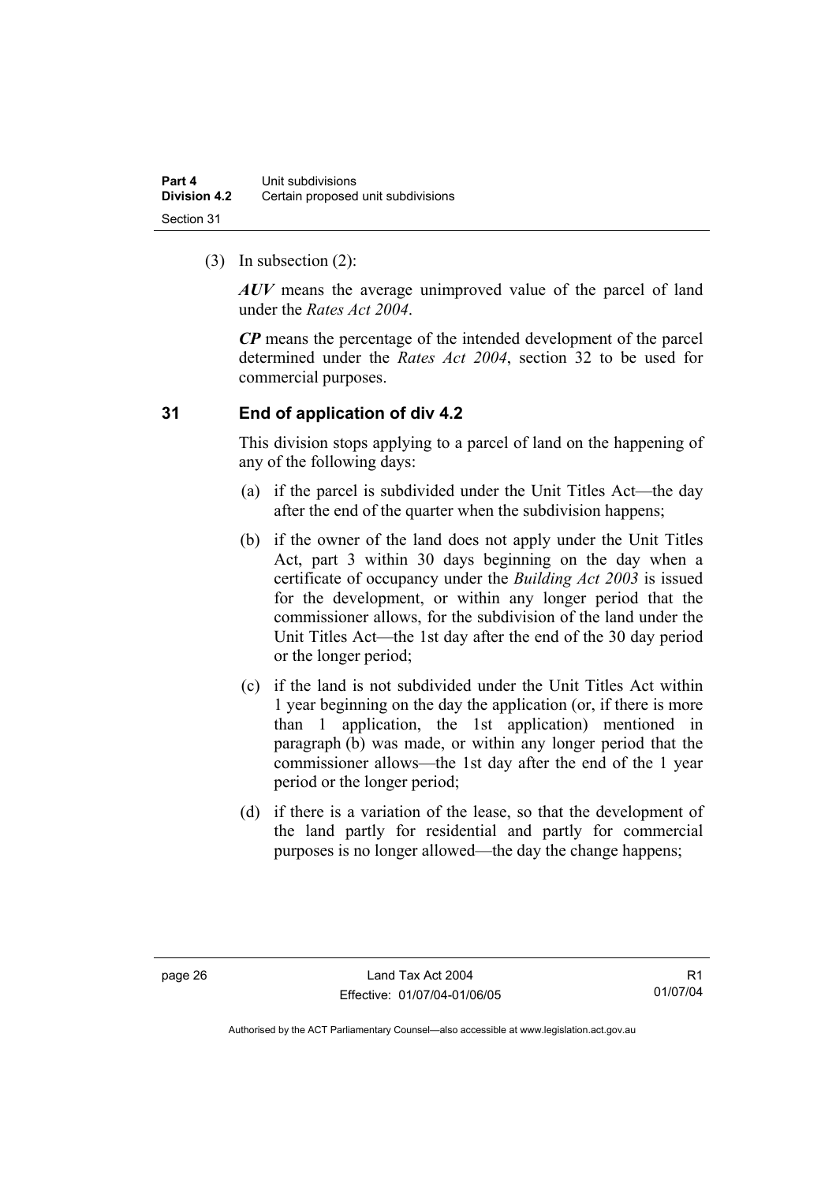(3) In subsection (2):

***AUV*** means the average unimproved value of the parcel of land under the *Rates Act 2004*.

***CP*** means the percentage of the intended development of the parcel determined under the *Rates Act 2004*, section 32 to be used for commercial purposes.

## 31 End of application of div 4.2

This division stops applying to a parcel of land on the happening of any of the following days:

(a) if the parcel is subdivided under the Unit Titles Act—the day after the end of the quarter when the subdivision happens;

(b) if the owner of the land does not apply under the Unit Titles Act, part 3 within 30 days beginning on the day when a certificate of occupancy under the *Building Act 2003* is issued for the development, or within any longer period that the commissioner allows, for the subdivision of the land under the Unit Titles Act—the 1st day after the end of the 30 day period or the longer period;

(c) if the land is not subdivided under the Unit Titles Act within 1 year beginning on the day the application (or, if there is more than 1 application, the 1st application) mentioned in paragraph (b) was made, or within any longer period that the commissioner allows—the 1st day after the end of the 1 year period or the longer period;

(d) if there is a variation of the lease, so that the development of the land partly for residential and partly for commercial purposes is no longer allowed—the day the change happens;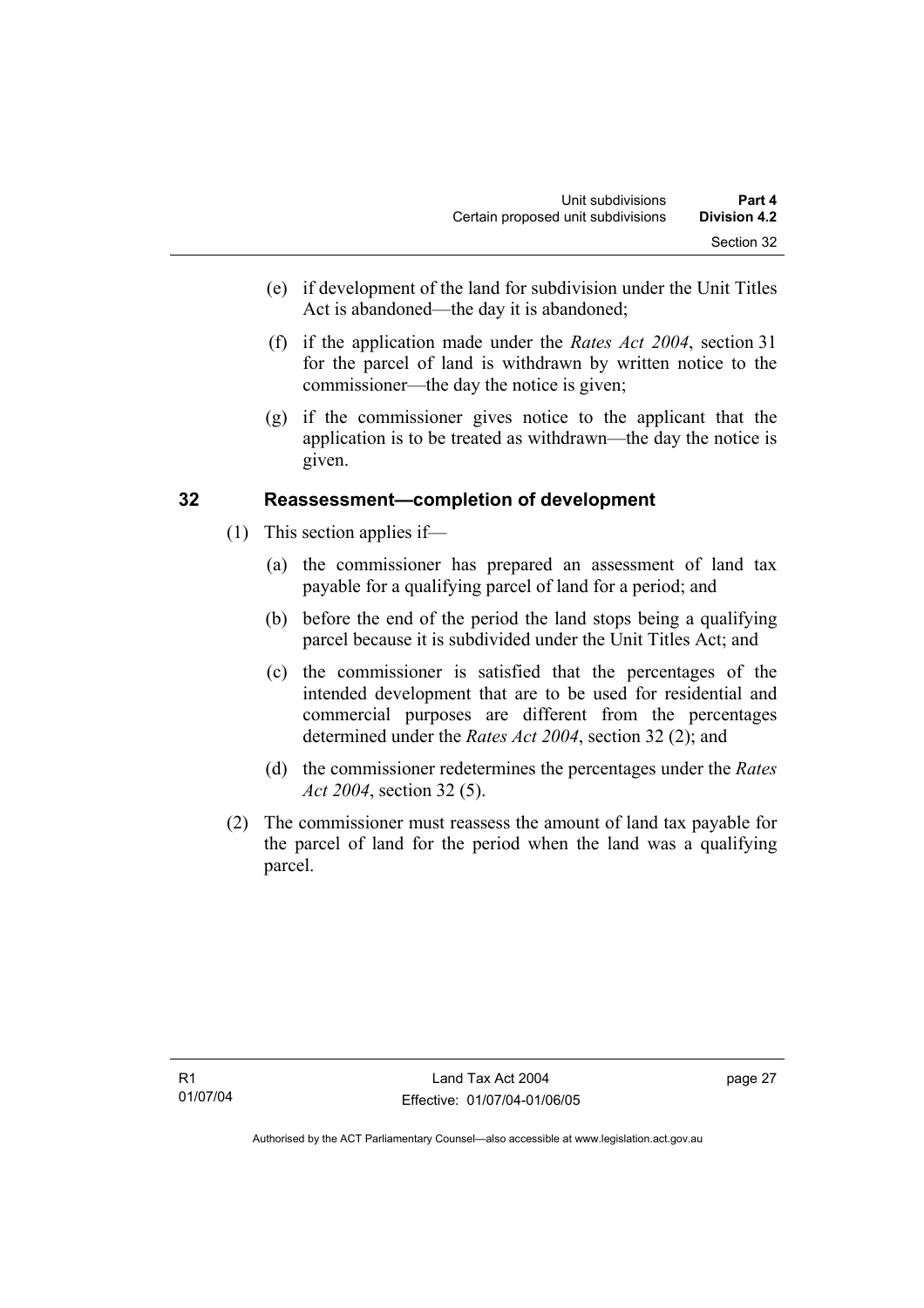(e) if development of the land for subdivision under the Unit Titles Act is abandoned—the day it is abandoned;

(f) if the application made under the *Rates Act 2004*, section 31 for the parcel of land is withdrawn by written notice to the commissioner—the day the notice is given;

(g) if the commissioner gives notice to the applicant that the application is to be treated as withdrawn—the day the notice is given.

## 32 Reassessment—completion of development

(1) This section applies if—

(a) the commissioner has prepared an assessment of land tax payable for a qualifying parcel of land for a period; and

(b) before the end of the period the land stops being a qualifying parcel because it is subdivided under the Unit Titles Act; and

(c) the commissioner is satisfied that the percentages of the intended development that are to be used for residential and commercial purposes are different from the percentages determined under the *Rates Act 2004*, section 32 (2); and

(d) the commissioner redetermines the percentages under the *Rates Act 2004*, section 32 (5).

(2) The commissioner must reassess the amount of land tax payable for the parcel of land for the period when the land was a qualifying parcel.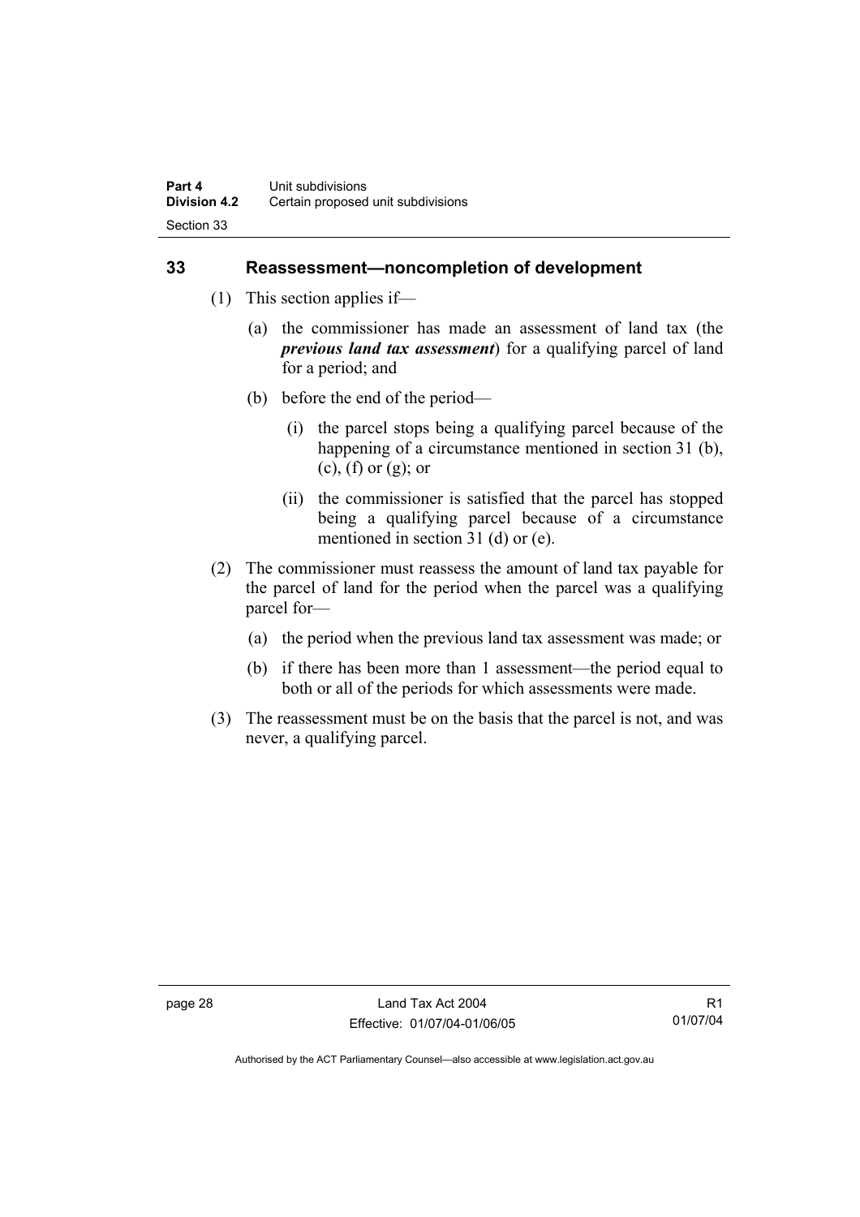## 33 Reassessment—noncompletion of development

(1) This section applies if—

(a) the commissioner has made an assessment of land tax (the ***previous land tax assessment***) for a qualifying parcel of land for a period; and

(b) before the end of the period—

(i) the parcel stops being a qualifying parcel because of the happening of a circumstance mentioned in section 31 (b), (c), (f) or (g); or

(ii) the commissioner is satisfied that the parcel has stopped being a qualifying parcel because of a circumstance mentioned in section 31 (d) or (e).

(2) The commissioner must reassess the amount of land tax payable for the parcel of land for the period when the parcel was a qualifying parcel for—

(a) the period when the previous land tax assessment was made; or

(b) if there has been more than 1 assessment—the period equal to both or all of the periods for which assessments were made.

(3) The reassessment must be on the basis that the parcel is not, and was never, a qualifying parcel.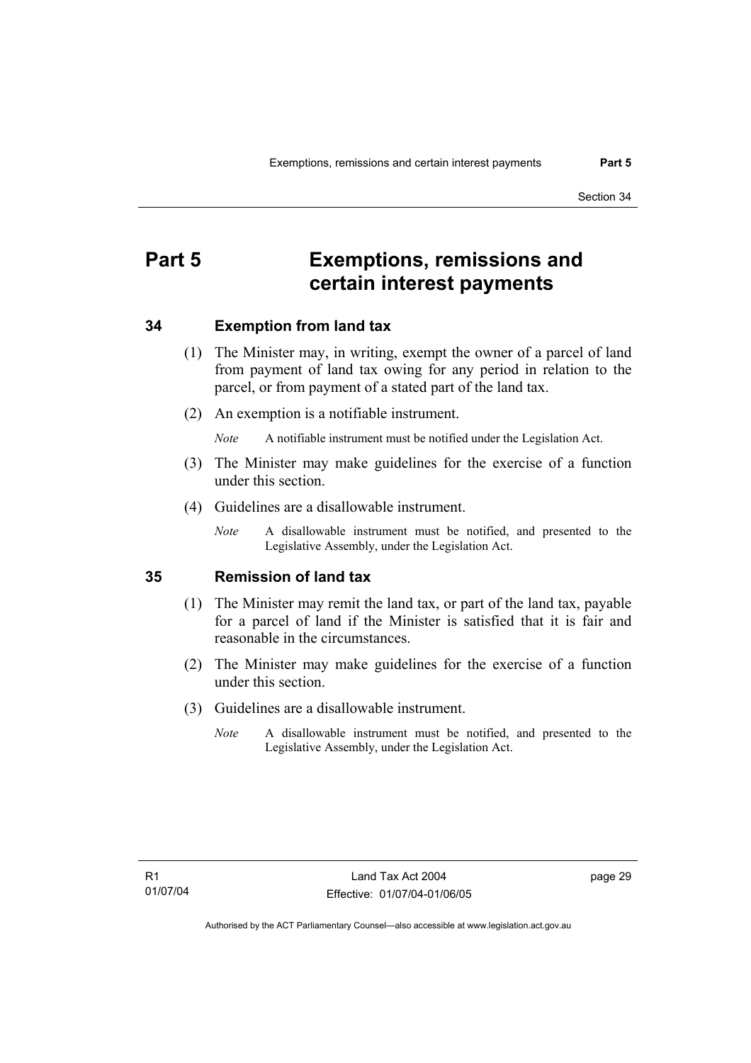# Part 5 Exemptions, remissions and certain interest payments

## 34 Exemption from land tax

(1) The Minister may, in writing, exempt the owner of a parcel of land from payment of land tax owing for any period in relation to the parcel, or from payment of a stated part of the land tax.

(2) An exemption is a notifiable instrument.

*Note* A notifiable instrument must be notified under the Legislation Act.

(3) The Minister may make guidelines for the exercise of a function under this section.

(4) Guidelines are a disallowable instrument.

*Note* A disallowable instrument must be notified, and presented to the Legislative Assembly, under the Legislation Act.

## 35 Remission of land tax

(1) The Minister may remit the land tax, or part of the land tax, payable for a parcel of land if the Minister is satisfied that it is fair and reasonable in the circumstances.

(2) The Minister may make guidelines for the exercise of a function under this section.

(3) Guidelines are a disallowable instrument.

*Note* A disallowable instrument must be notified, and presented to the Legislative Assembly, under the Legislation Act.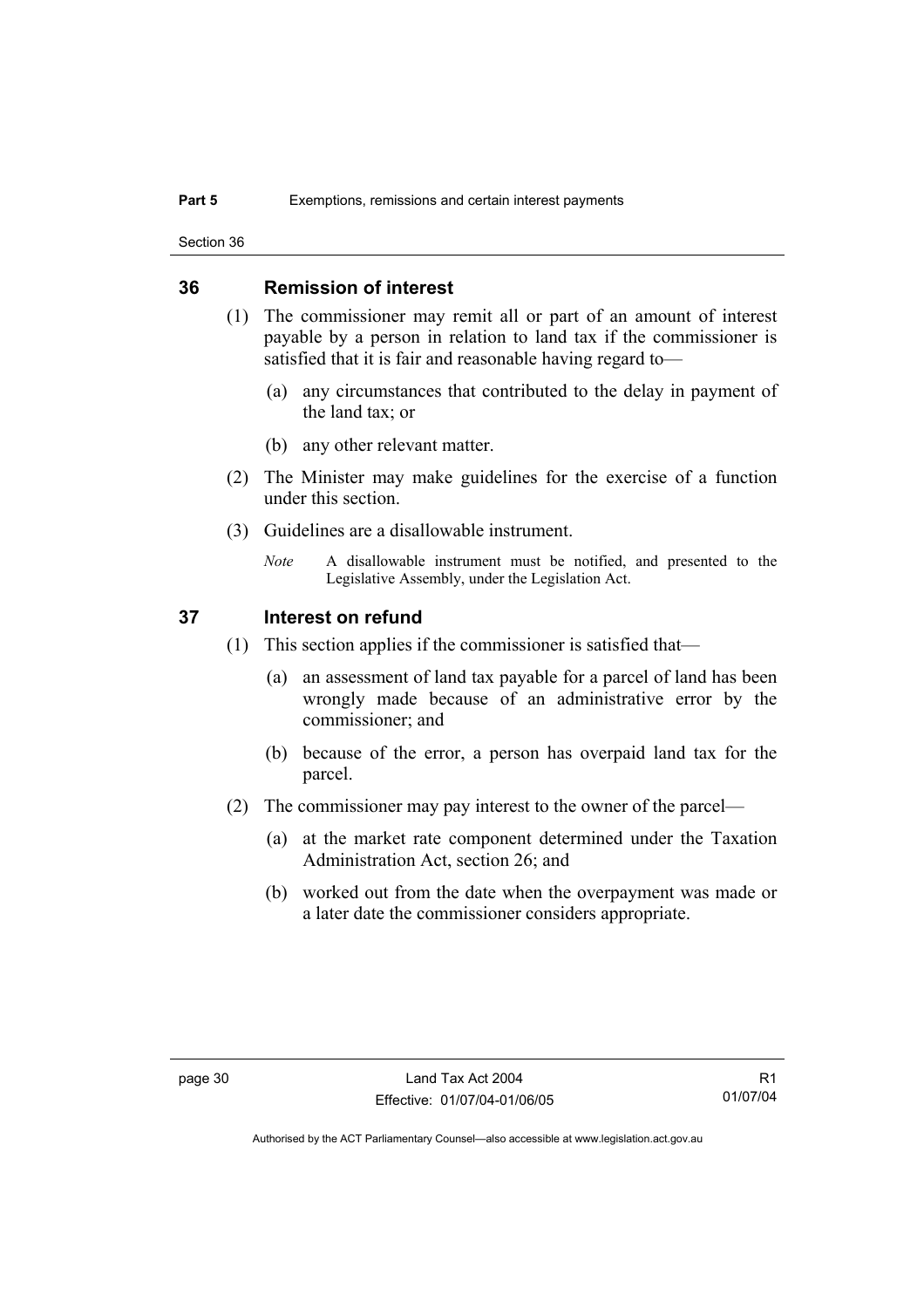## 36 Remission of interest

(1) The commissioner may remit all or part of an amount of interest payable by a person in relation to land tax if the commissioner is satisfied that it is fair and reasonable having regard to—

(a) any circumstances that contributed to the delay in payment of the land tax; or

(b) any other relevant matter.

(2) The Minister may make guidelines for the exercise of a function under this section.

(3) Guidelines are a disallowable instrument.

*Note* A disallowable instrument must be notified, and presented to the Legislative Assembly, under the Legislation Act.

## 37 Interest on refund

(1) This section applies if the commissioner is satisfied that—

(a) an assessment of land tax payable for a parcel of land has been wrongly made because of an administrative error by the commissioner; and

(b) because of the error, a person has overpaid land tax for the parcel.

(2) The commissioner may pay interest to the owner of the parcel—

(a) at the market rate component determined under the Taxation Administration Act, section 26; and

(b) worked out from the date when the overpayment was made or a later date the commissioner considers appropriate.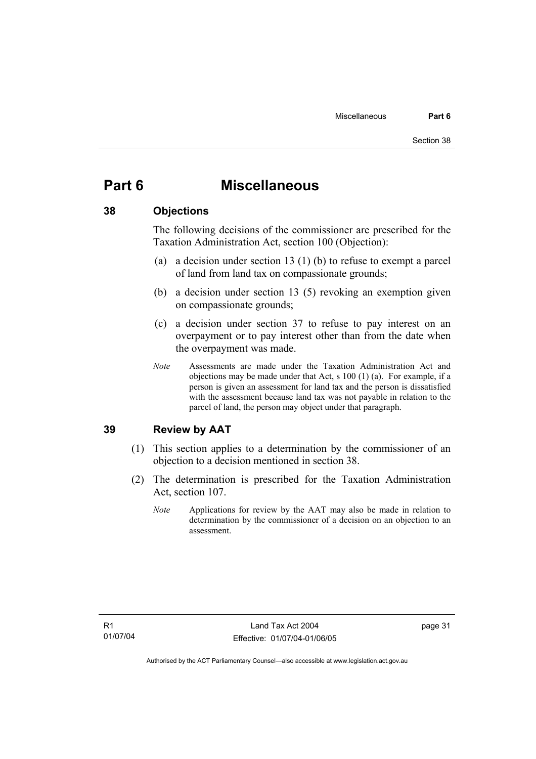# Part 6 Miscellaneous

## 38 Objections

The following decisions of the commissioner are prescribed for the Taxation Administration Act, section 100 (Objection):

(a) a decision under section 13 (1) (b) to refuse to exempt a parcel of land from land tax on compassionate grounds;

(b) a decision under section 13 (5) revoking an exemption given on compassionate grounds;

(c) a decision under section 37 to refuse to pay interest on an overpayment or to pay interest other than from the date when the overpayment was made.

*Note* Assessments are made under the Taxation Administration Act and objections may be made under that Act, s 100 (1) (a). For example, if a person is given an assessment for land tax and the person is dissatisfied with the assessment because land tax was not payable in relation to the parcel of land, the person may object under that paragraph.

## 39 Review by AAT

(1) This section applies to a determination by the commissioner of an objection to a decision mentioned in section 38.

(2) The determination is prescribed for the Taxation Administration Act, section 107.

*Note* Applications for review by the AAT may also be made in relation to determination by the commissioner of a decision on an objection to an assessment.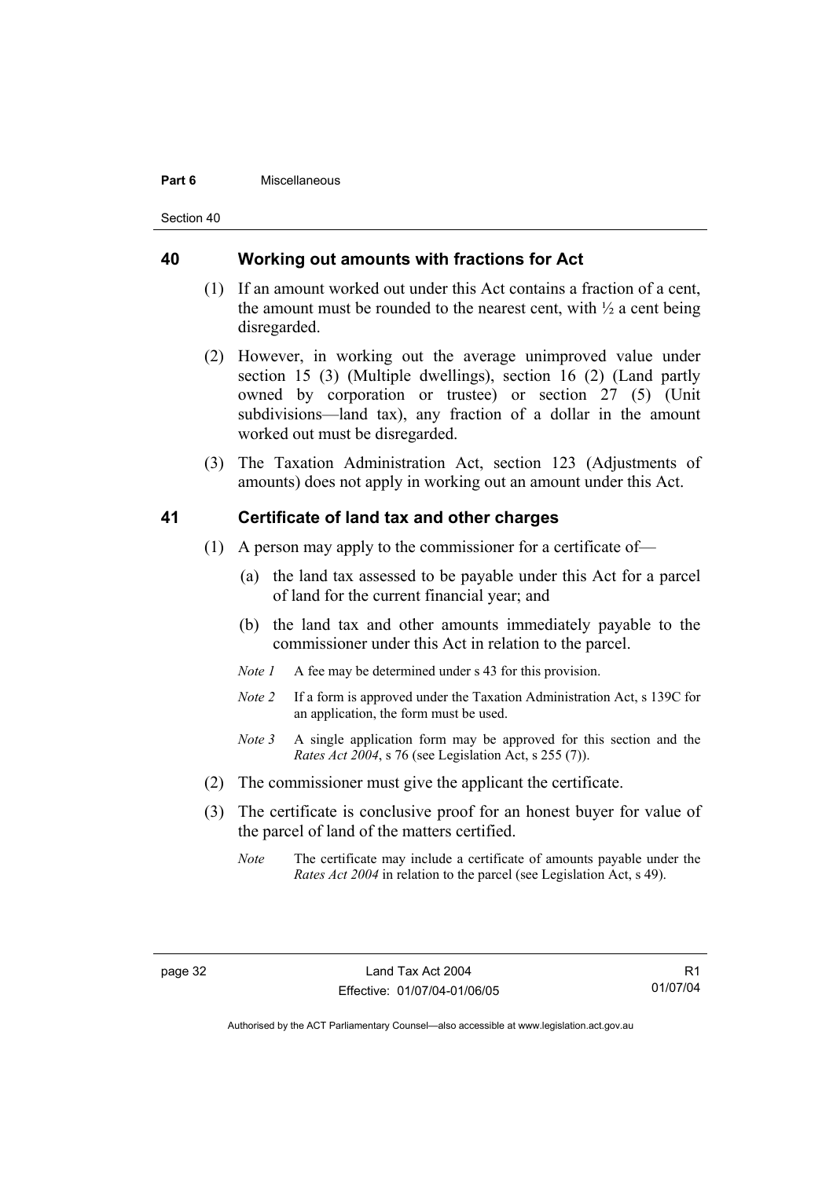## 40 Working out amounts with fractions for Act

(1) If an amount worked out under this Act contains a fraction of a cent, the amount must be rounded to the nearest cent, with ½ a cent being disregarded.

(2) However, in working out the average unimproved value under section 15 (3) (Multiple dwellings), section 16 (2) (Land partly owned by corporation or trustee) or section 27 (5) (Unit subdivisions—land tax), any fraction of a dollar in the amount worked out must be disregarded.

(3) The Taxation Administration Act, section 123 (Adjustments of amounts) does not apply in working out an amount under this Act.

## 41 Certificate of land tax and other charges

(1) A person may apply to the commissioner for a certificate of—

(a) the land tax assessed to be payable under this Act for a parcel of land for the current financial year; and

(b) the land tax and other amounts immediately payable to the commissioner under this Act in relation to the parcel.

*Note 1* A fee may be determined under s 43 for this provision.

*Note 2* If a form is approved under the Taxation Administration Act, s 139C for an application, the form must be used.

*Note 3* A single application form may be approved for this section and the *Rates Act 2004*, s 76 (see Legislation Act, s 255 (7)).

(2) The commissioner must give the applicant the certificate.

(3) The certificate is conclusive proof for an honest buyer for value of the parcel of land of the matters certified.

*Note* The certificate may include a certificate of amounts payable under the *Rates Act 2004* in relation to the parcel (see Legislation Act, s 49).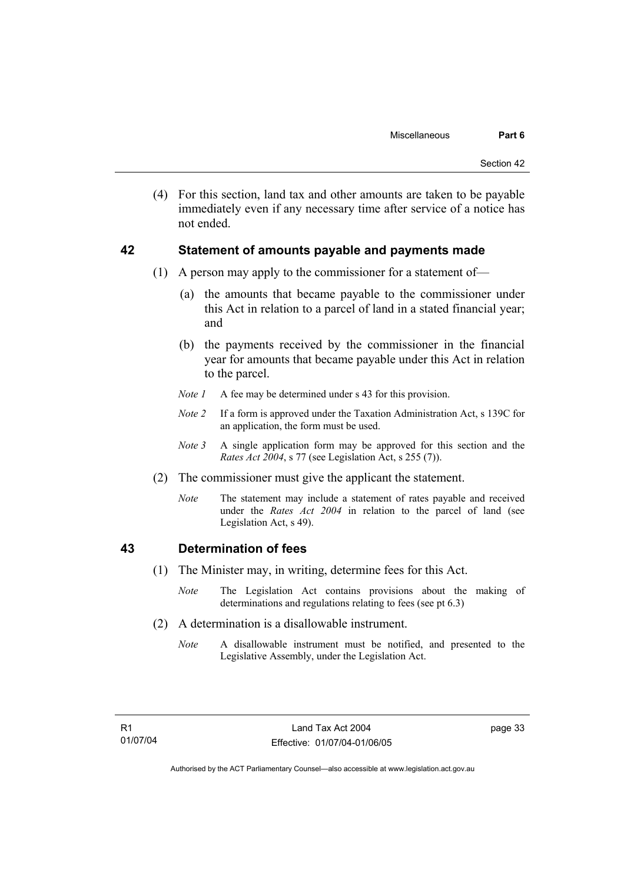(4) For this section, land tax and other amounts are taken to be payable immediately even if any necessary time after service of a notice has not ended.

## 42 Statement of amounts payable and payments made

(1) A person may apply to the commissioner for a statement of—

(a) the amounts that became payable to the commissioner under this Act in relation to a parcel of land in a stated financial year; and

(b) the payments received by the commissioner in the financial year for amounts that became payable under this Act in relation to the parcel.

*Note 1* A fee may be determined under s 43 for this provision.

*Note 2* If a form is approved under the Taxation Administration Act, s 139C for an application, the form must be used.

*Note 3* A single application form may be approved for this section and the *Rates Act 2004*, s 77 (see Legislation Act, s 255 (7)).

(2) The commissioner must give the applicant the statement.

*Note* The statement may include a statement of rates payable and received under the *Rates Act 2004* in relation to the parcel of land (see Legislation Act, s 49).

## 43 Determination of fees

(1) The Minister may, in writing, determine fees for this Act.

*Note* The Legislation Act contains provisions about the making of determinations and regulations relating to fees (see pt 6.3)

(2) A determination is a disallowable instrument.

*Note* A disallowable instrument must be notified, and presented to the Legislative Assembly, under the Legislation Act.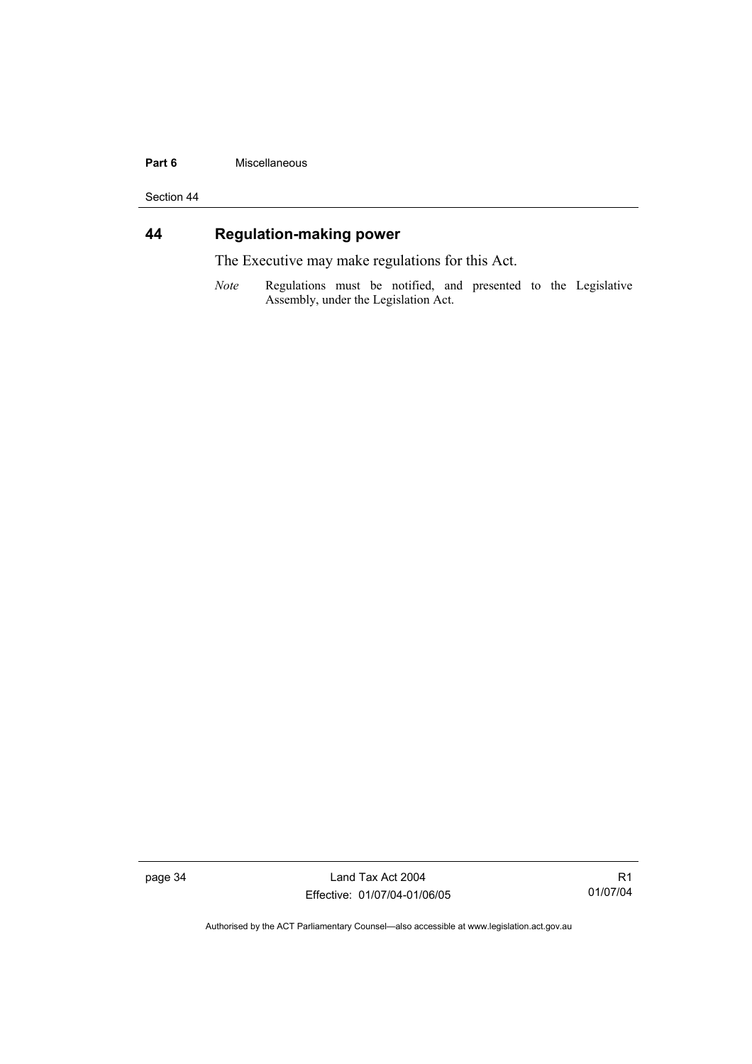## 44 Regulation-making power

The Executive may make regulations for this Act.

*Note* Regulations must be notified, and presented to the Legislative Assembly, under the Legislation Act.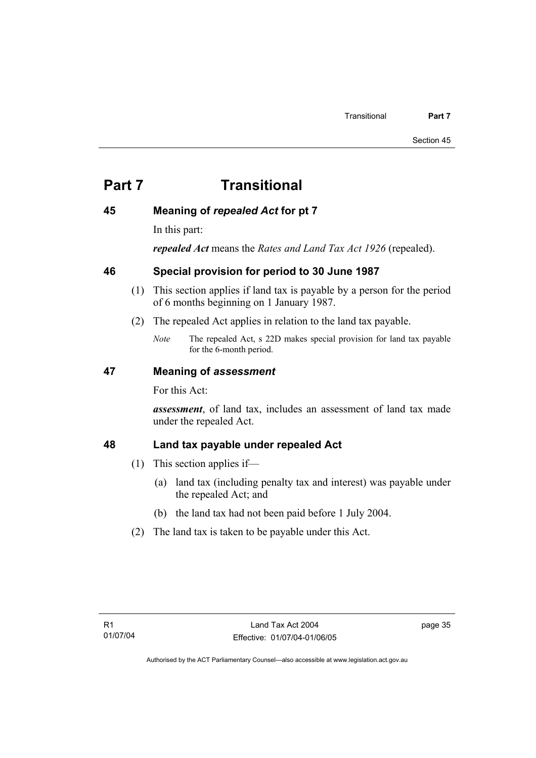# Part 7 Transitional

## 45 Meaning of *repealed Act* for pt 7

In this part:

***repealed Act*** means the *Rates and Land Tax Act 1926* (repealed).

## 46 Special provision for period to 30 June 1987

(1) This section applies if land tax is payable by a person for the period of 6 months beginning on 1 January 1987.

(2) The repealed Act applies in relation to the land tax payable.

*Note* The repealed Act, s 22D makes special provision for land tax payable for the 6-month period.

## 47 Meaning of *assessment*

For this Act:

***assessment***, of land tax, includes an assessment of land tax made under the repealed Act.

## 48 Land tax payable under repealed Act

(1) This section applies if—

(a) land tax (including penalty tax and interest) was payable under the repealed Act; and

(b) the land tax had not been paid before 1 July 2004.

(2) The land tax is taken to be payable under this Act.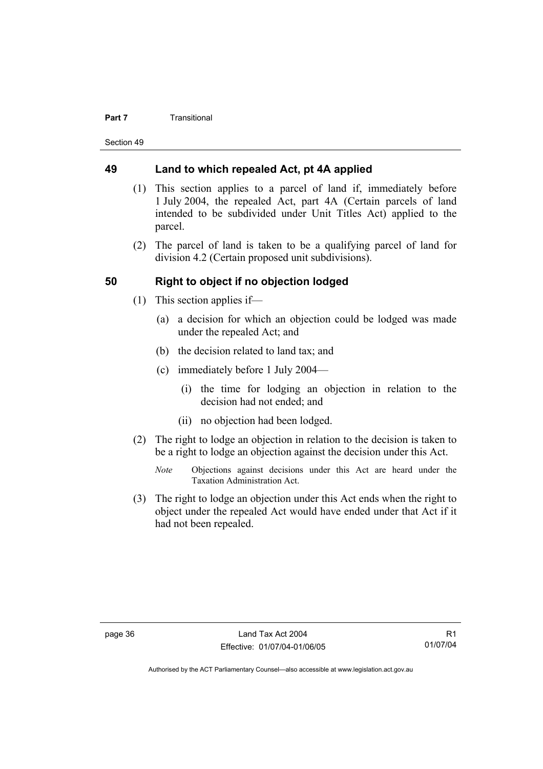## 49 Land to which repealed Act, pt 4A applied

(1) This section applies to a parcel of land if, immediately before 1 July 2004, the repealed Act, part 4A (Certain parcels of land intended to be subdivided under Unit Titles Act) applied to the parcel.

(2) The parcel of land is taken to be a qualifying parcel of land for division 4.2 (Certain proposed unit subdivisions).

## 50 Right to object if no objection lodged

(1) This section applies if—

(a) a decision for which an objection could be lodged was made under the repealed Act; and

(b) the decision related to land tax; and

(c) immediately before 1 July 2004—

(i) the time for lodging an objection in relation to the decision had not ended; and

(ii) no objection had been lodged.

(2) The right to lodge an objection in relation to the decision is taken to be a right to lodge an objection against the decision under this Act.

*Note* Objections against decisions under this Act are heard under the Taxation Administration Act.

(3) The right to lodge an objection under this Act ends when the right to object under the repealed Act would have ended under that Act if it had not been repealed.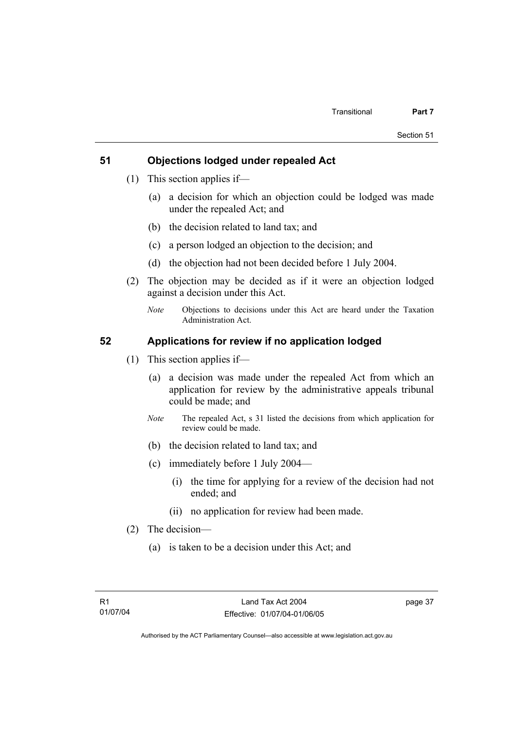## 51 Objections lodged under repealed Act

(1) This section applies if—

(a) a decision for which an objection could be lodged was made under the repealed Act; and

(b) the decision related to land tax; and

(c) a person lodged an objection to the decision; and

(d) the objection had not been decided before 1 July 2004.

(2) The objection may be decided as if it were an objection lodged against a decision under this Act.

*Note* Objections to decisions under this Act are heard under the Taxation Administration Act.

## 52 Applications for review if no application lodged

(1) This section applies if—

(a) a decision was made under the repealed Act from which an application for review by the administrative appeals tribunal could be made; and

*Note* The repealed Act, s 31 listed the decisions from which application for review could be made.

(b) the decision related to land tax; and

(c) immediately before 1 July 2004—

(i) the time for applying for a review of the decision had not ended; and

(ii) no application for review had been made.

(2) The decision—

(a) is taken to be a decision under this Act; and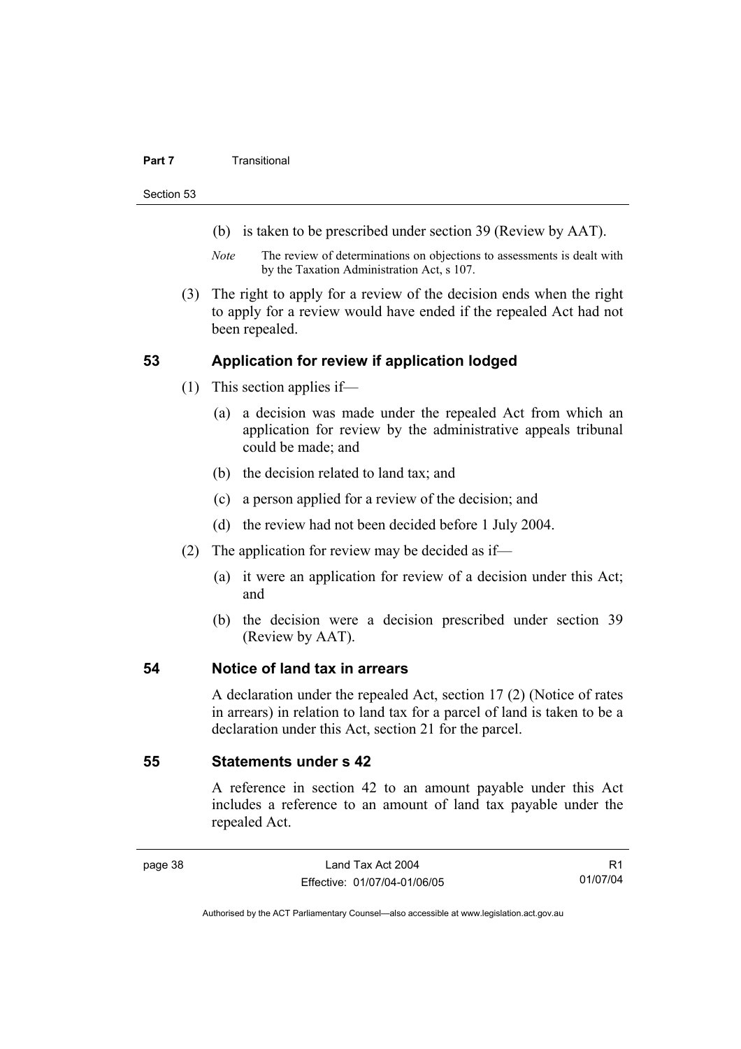(b) is taken to be prescribed under section 39 (Review by AAT).

*Note* The review of determinations on objections to assessments is dealt with by the Taxation Administration Act, s 107.

(3) The right to apply for a review of the decision ends when the right to apply for a review would have ended if the repealed Act had not been repealed.

## 53 Application for review if application lodged

(1) This section applies if—

(a) a decision was made under the repealed Act from which an application for review by the administrative appeals tribunal could be made; and

(b) the decision related to land tax; and

(c) a person applied for a review of the decision; and

(d) the review had not been decided before 1 July 2004.

(2) The application for review may be decided as if—

(a) it were an application for review of a decision under this Act; and

(b) the decision were a decision prescribed under section 39 (Review by AAT).

## 54 Notice of land tax in arrears

A declaration under the repealed Act, section 17 (2) (Notice of rates in arrears) in relation to land tax for a parcel of land is taken to be a declaration under this Act, section 21 for the parcel.

## 55 Statements under s 42

A reference in section 42 to an amount payable under this Act includes a reference to an amount of land tax payable under the repealed Act.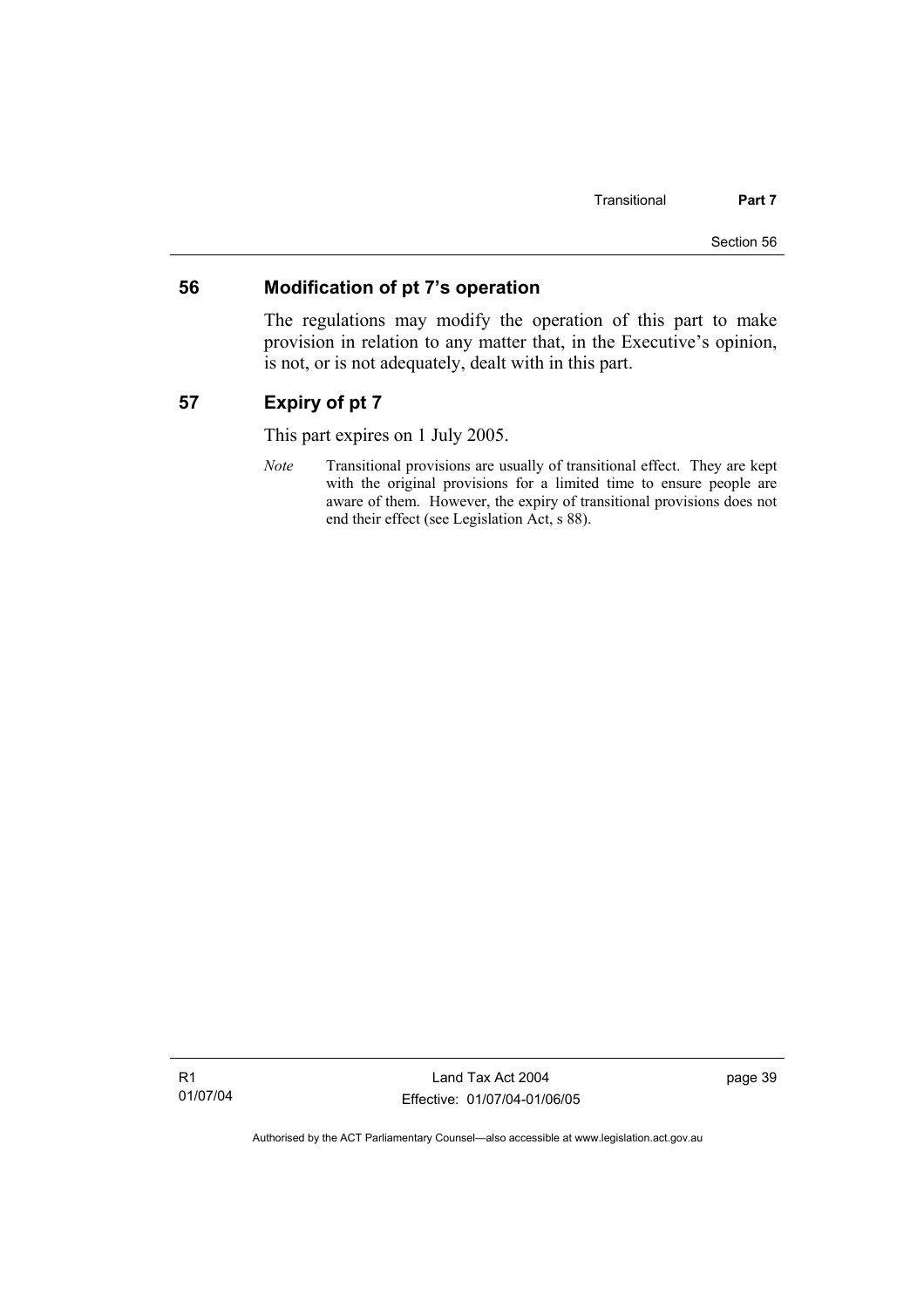## 56 Modification of pt 7's operation

The regulations may modify the operation of this part to make provision in relation to any matter that, in the Executive's opinion, is not, or is not adequately, dealt with in this part.

## 57 Expiry of pt 7

This part expires on 1 July 2005.

*Note* Transitional provisions are usually of transitional effect. They are kept with the original provisions for a limited time to ensure people are aware of them. However, the expiry of transitional provisions does not end their effect (see Legislation Act, s 88).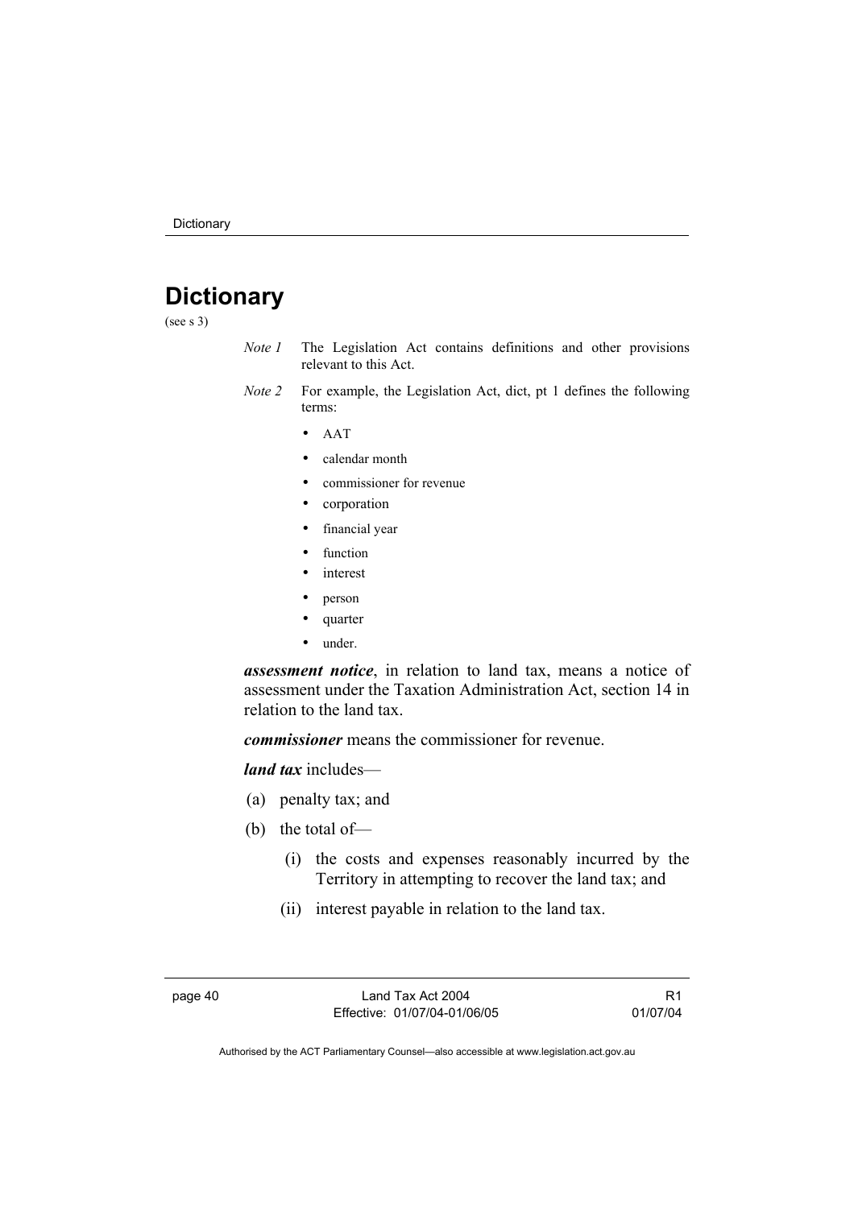# Dictionary

(see s 3)

*Note 1* The Legislation Act contains definitions and other provisions relevant to this Act.

*Note 2* For example, the Legislation Act, dict, pt 1 defines the following terms:

- AAT
- calendar month
- commissioner for revenue
- corporation
- financial year
- function
- interest
- person
- quarter
- under.

***assessment notice***, in relation to land tax, means a notice of assessment under the Taxation Administration Act, section 14 in relation to the land tax.

***commissioner*** means the commissioner for revenue.

***land tax*** includes—

(a) penalty tax; and

(b) the total of—

(i) the costs and expenses reasonably incurred by the Territory in attempting to recover the land tax; and

(ii) interest payable in relation to the land tax.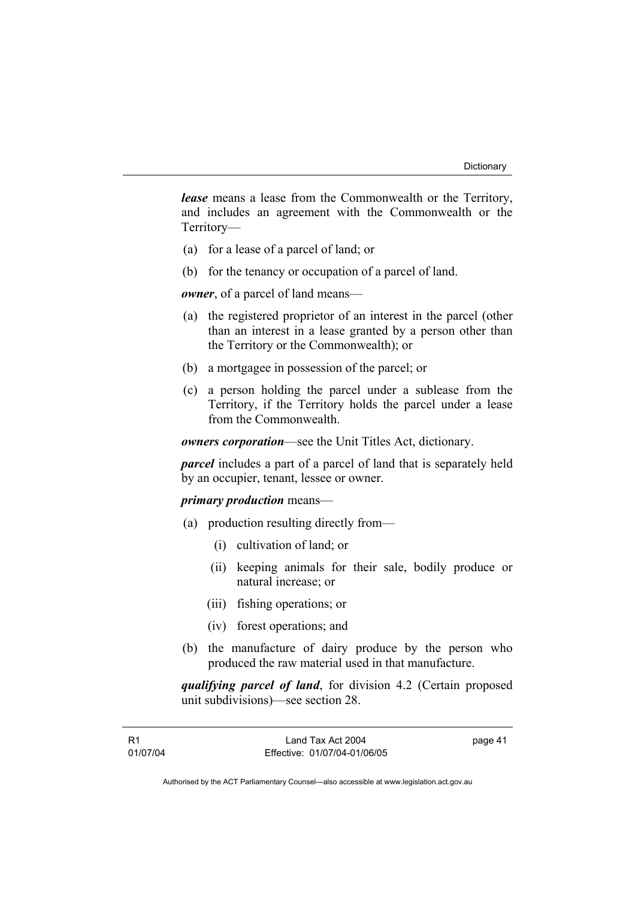***lease*** means a lease from the Commonwealth or the Territory, and includes an agreement with the Commonwealth or the Territory—

(a) for a lease of a parcel of land; or

(b) for the tenancy or occupation of a parcel of land.

***owner***, of a parcel of land means—

(a) the registered proprietor of an interest in the parcel (other than an interest in a lease granted by a person other than the Territory or the Commonwealth); or

(b) a mortgagee in possession of the parcel; or

(c) a person holding the parcel under a sublease from the Territory, if the Territory holds the parcel under a lease from the Commonwealth.

***owners corporation***—see the Unit Titles Act, dictionary.

***parcel*** includes a part of a parcel of land that is separately held by an occupier, tenant, lessee or owner.

***primary production*** means—

(a) production resulting directly from—

  (i) cultivation of land; or

  (ii) keeping animals for their sale, bodily produce or natural increase; or

  (iii) fishing operations; or

  (iv) forest operations; and

(b) the manufacture of dairy produce by the person who produced the raw material used in that manufacture.

***qualifying parcel of land***, for division 4.2 (Certain proposed unit subdivisions)—see section 28.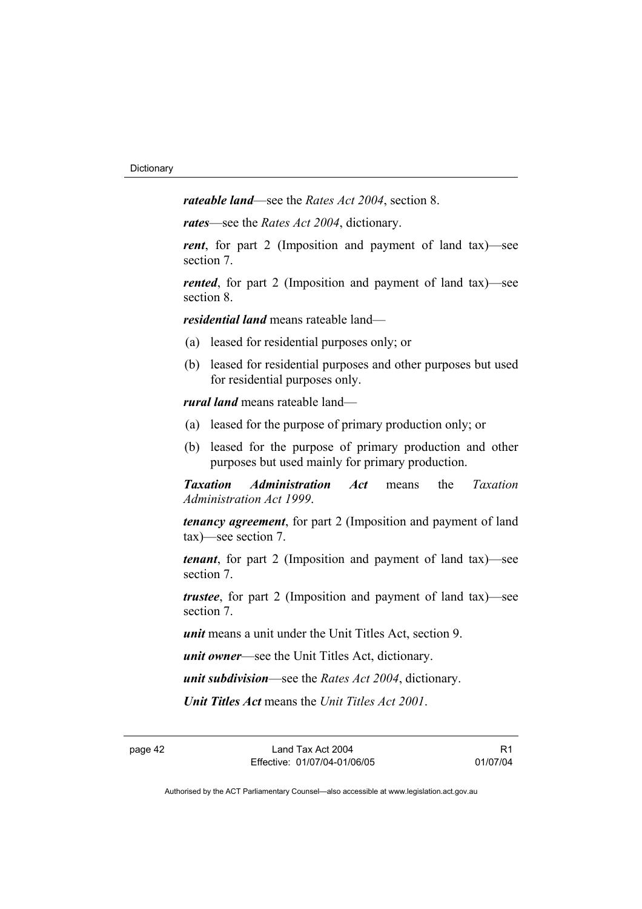***rateable land***—see the *Rates Act 2004*, section 8.

***rates***—see the *Rates Act 2004*, dictionary.

***rent***, for part 2 (Imposition and payment of land tax)—see section 7.

***rented***, for part 2 (Imposition and payment of land tax)—see section 8.

***residential land*** means rateable land—

(a) leased for residential purposes only; or

(b) leased for residential purposes and other purposes but used for residential purposes only.

***rural land*** means rateable land—

(a) leased for the purpose of primary production only; or

(b) leased for the purpose of primary production and other purposes but used mainly for primary production.

***Taxation Administration Act*** means the *Taxation Administration Act 1999*.

***tenancy agreement***, for part 2 (Imposition and payment of land tax)—see section 7.

***tenant***, for part 2 (Imposition and payment of land tax)—see section 7.

***trustee***, for part 2 (Imposition and payment of land tax)—see section 7.

***unit*** means a unit under the Unit Titles Act, section 9.

***unit owner***—see the Unit Titles Act, dictionary.

***unit subdivision***—see the *Rates Act 2004*, dictionary.

***Unit Titles Act*** means the *Unit Titles Act 2001*.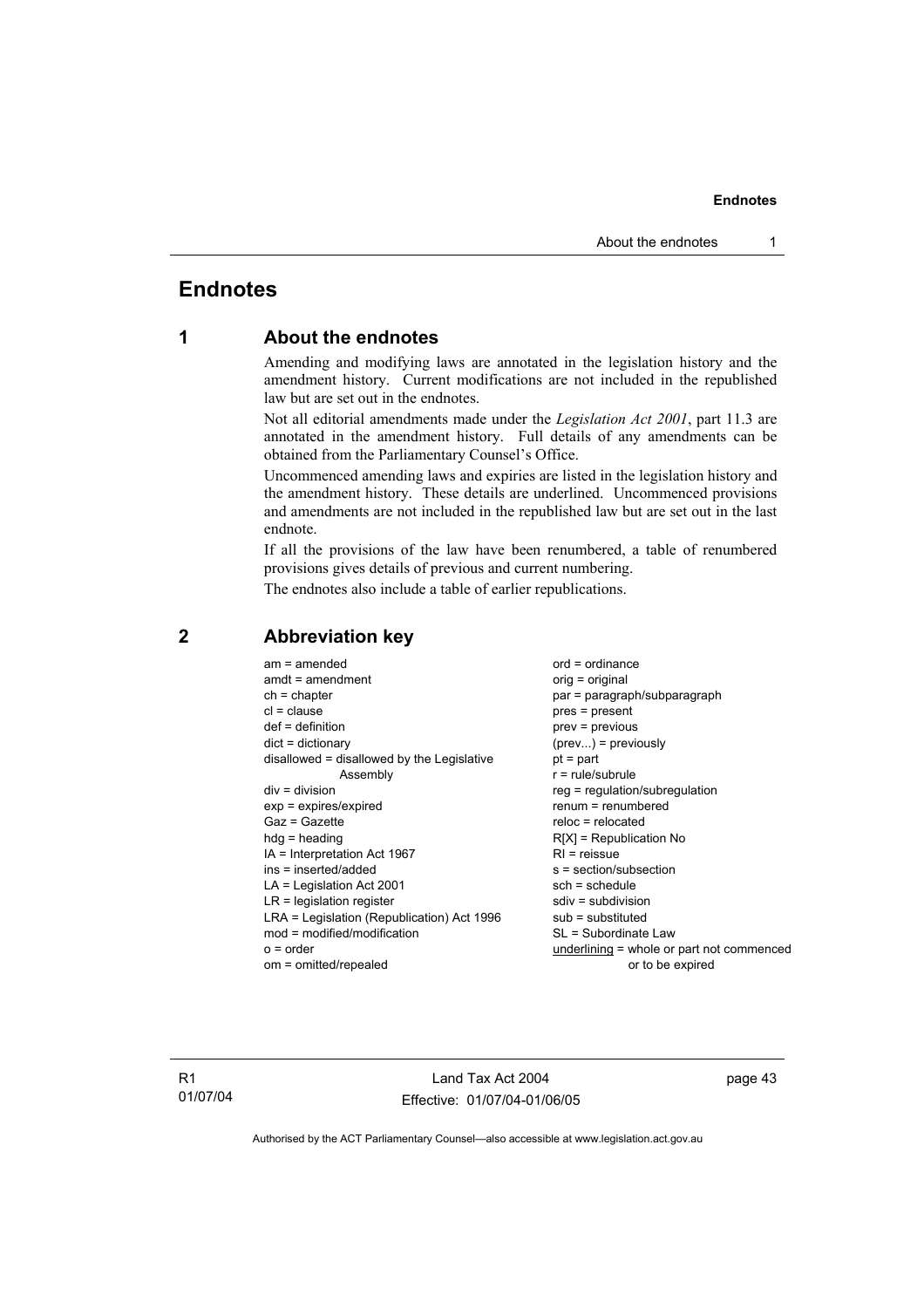# Endnotes

## 1 About the endnotes

Amending and modifying laws are annotated in the legislation history and the amendment history. Current modifications are not included in the republished law but are set out in the endnotes.

Not all editorial amendments made under the *Legislation Act 2001*, part 11.3 are annotated in the amendment history. Full details of any amendments can be obtained from the Parliamentary Counsel's Office.

Uncommenced amending laws and expiries are listed in the legislation history and the amendment history. These details are underlined. Uncommenced provisions and amendments are not included in the republished law but are set out in the last endnote.

If all the provisions of the law have been renumbered, a table of renumbered provisions gives details of previous and current numbering.

The endnotes also include a table of earlier republications.

## 2 Abbreviation key

am = amended
amdt = amendment
ch = chapter
cl = clause
def = definition
dict = dictionary
disallowed = disallowed by the Legislative Assembly
div = division
exp = expires/expired
Gaz = Gazette
hdg = heading
IA = Interpretation Act 1967
ins = inserted/added
LA = Legislation Act 2001
LR = legislation register
LRA = Legislation (Republication) Act 1996
mod = modified/modification
o = order
om = omitted/repealed
ord = ordinance
orig = original
par = paragraph/subparagraph
pres = present
prev = previous
(prev...) = previously
pt = part
r = rule/subrule
reg = regulation/subregulation
renum = renumbered
reloc = relocated
R[X] = Republication No
RI = reissue
s = section/subsection
sch = schedule
sdiv = subdivision
sub = substituted
SL = Subordinate Law
underlining = whole or part not commenced or to be expired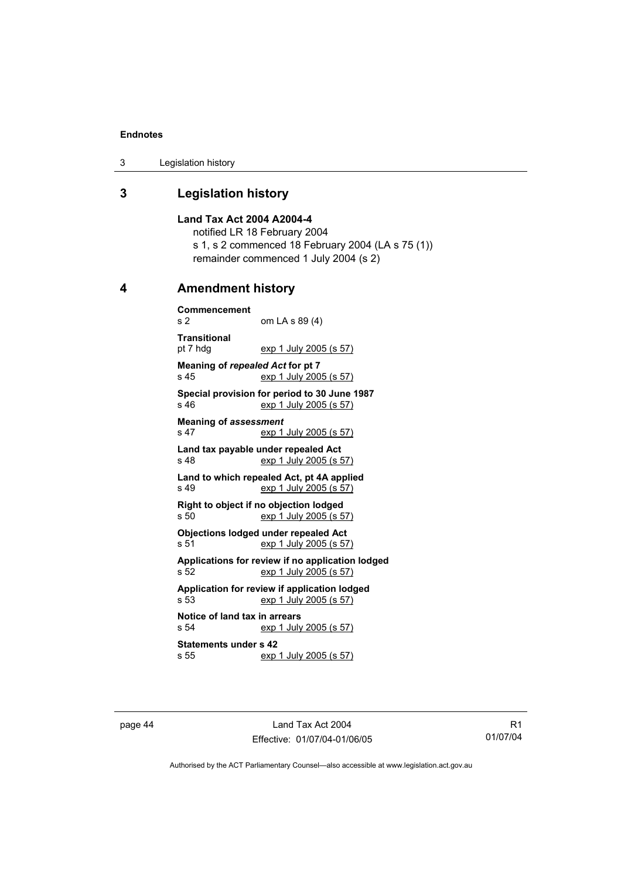## 3 Legislation history

**Land Tax Act 2004 A2004-4**

notified LR 18 February 2004

s 1, s 2 commenced 18 February 2004 (LA s 75 (1))

remainder commenced 1 July 2004 (s 2)

## 4 Amendment history

**Commencement**
s 2 om LA s 89 (4)

**Transitional**
pt 7 hdg exp 1 July 2005 (s 57)

**Meaning of *repealed Act* for pt 7**
s 45 exp 1 July 2005 (s 57)

**Special provision for period to 30 June 1987**
s 46 exp 1 July 2005 (s 57)

**Meaning of *assessment***
s 47 exp 1 July 2005 (s 57)

**Land tax payable under repealed Act**
s 48 exp 1 July 2005 (s 57)

**Land to which repealed Act, pt 4A applied**
s 49 exp 1 July 2005 (s 57)

**Right to object if no objection lodged**
s 50 exp 1 July 2005 (s 57)

**Objections lodged under repealed Act**
s 51 exp 1 July 2005 (s 57)

**Applications for review if no application lodged**
s 52 exp 1 July 2005 (s 57)

**Application for review if application lodged**
s 53 exp 1 July 2005 (s 57)

**Notice of land tax in arrears**
s 54 exp 1 July 2005 (s 57)

**Statements under s 42**
s 55 exp 1 July 2005 (s 57)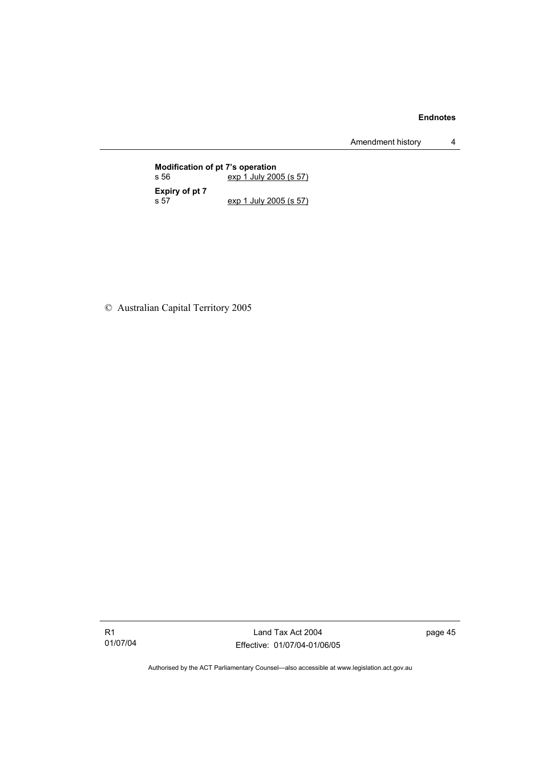**Modification of pt 7's operation**
s 56 exp 1 July 2005 (s 57)

**Expiry of pt 7**
s 57 exp 1 July 2005 (s 57)

© Australian Capital Territory 2005